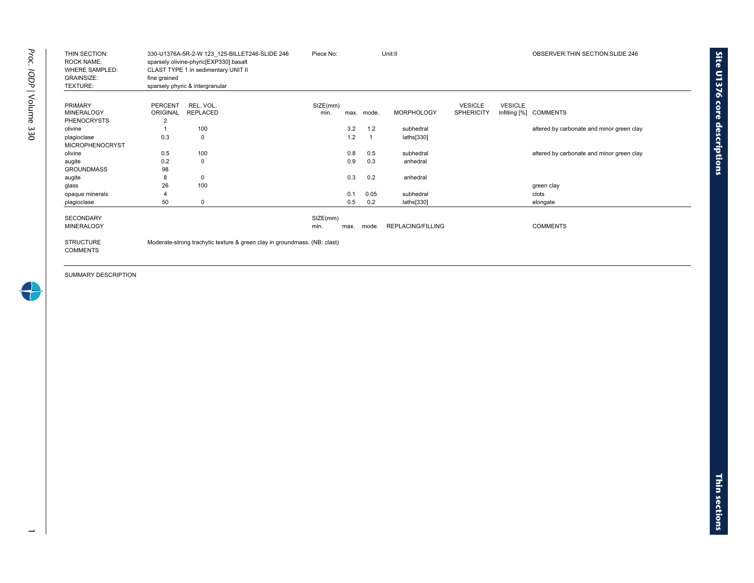| | | | | |
|---|---|---|---|---|
| THIN SECTION: | 330-U1376A-5R-2-W 123_125-BILLET246-SLIDE 246 | Piece No: | Unit:II | OBSERVER:THIN SECTION:SLIDE 246 |
| ROCK NAME: | sparsely olivine-phyric[EXP330] basalt | | | |
| WHERE SAMPLED: | CLAST TYPE 1 in sedimentary UNIT II | | | |
| GRAINSIZE: | fine grained | | | |
| TEXTURE: | sparsely phyric & intergranular | | | |

| PRIMARY MINERALOGY | PERCENT ORIGINAL | REL. VOL. REPLACED | SIZE(mm) min. | max. | mode. | MORPHOLOGY | VESICLE SPHERICITY | VESICLE Infilling [%] | COMMENTS |
|---|---|---|---|---|---|---|---|---|---|
| PHENOCRYSTS | 2 | | | | | | | | |
| olivine | 1 | 100 | | 3.2 | 1.2 | subhedral | | | altered by carbonate and minor green clay |
| plagioclase | 0.3 | 0 | | 1.2 | 1 | laths[330] | | | |
| MICROPHENOCRYST | | | | | | | | | |
| olivine | 0.5 | 100 | | 0.8 | 0.5 | subhedral | | | altered by carbonate and minor green clay |
| augite | 0.2 | 0 | | 0.9 | 0.3 | anhedral | | | |
| GROUNDMASS | 98 | | | | | | | | |
| augite | 8 | 0 | | 0.3 | 0.2 | anhedral | | | |
| glass | 26 | 100 | | | | | | | green clay |
| opaque minerals | 4 | | | 0.1 | 0.05 | subhedral | | | clots |
| plagioclase | 50 | 0 | | 0.5 | 0.2 | laths[330] | | | elongate |

| SECONDARY MINERALOGY | SIZE(mm) min. | max. | mode. | REPLACING/FILLING | COMMENTS |
|---|---|---|---|---|---|

STRUCTURE COMMENTS: Moderate-strong trachytic texture & green clay in groundmass. (NB: clast)

SUMMARY DESCRIPTION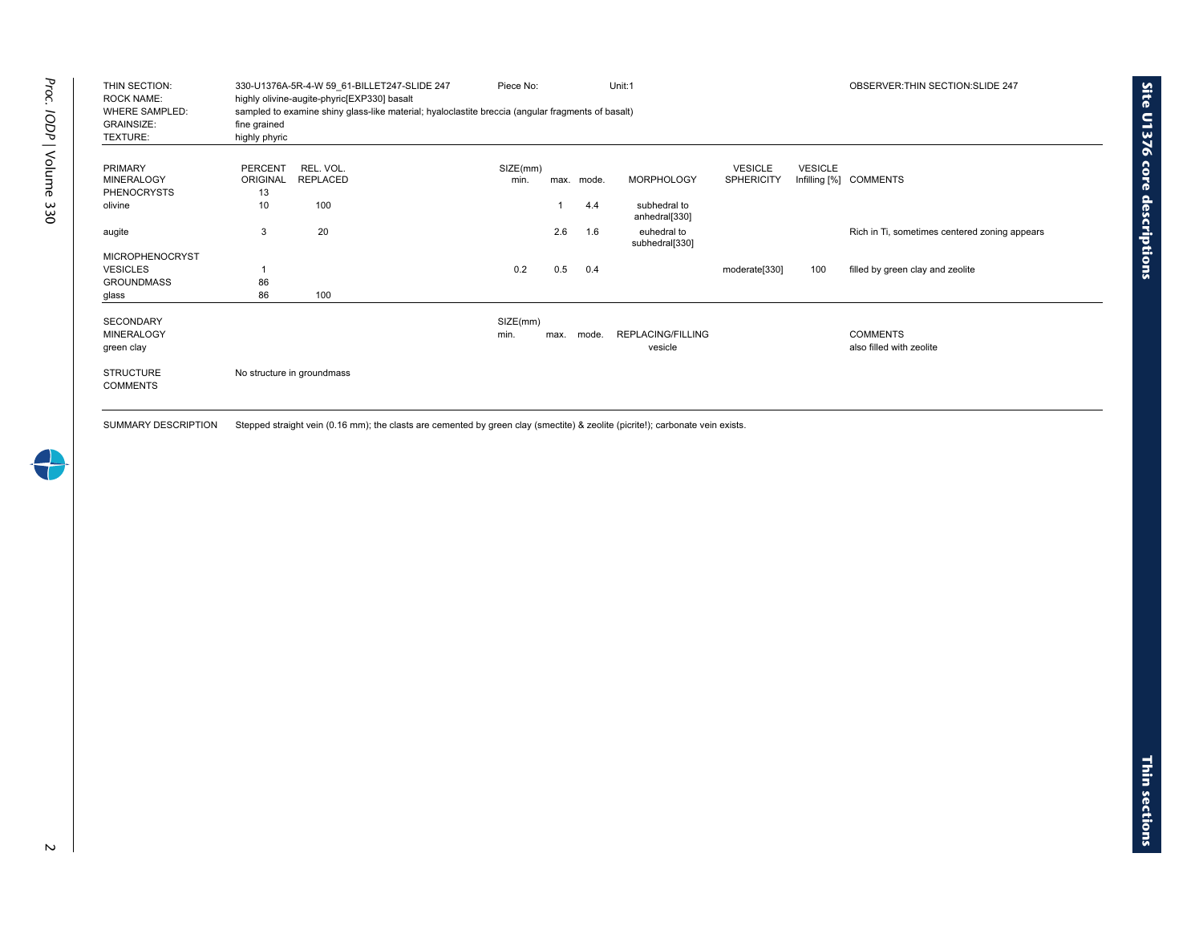| | | | |
|---|---|---|---|
| THIN SECTION: | 330-U1376A-5R-4-W 59_61-BILLET247-SLIDE 247 | Piece No: | Unit:1 | OBSERVER:THIN SECTION:SLIDE 247 |
| ROCK NAME: | highly olivine-augite-phyric[EXP330] basalt | | | |
| WHERE SAMPLED: | sampled to examine shiny glass-like material; hyaloclastite breccia (angular fragments of basalt) | | | |
| GRAINSIZE: | fine grained | | | |
| TEXTURE: | highly phyric | | | |

| PRIMARY MINERALOGY | PERCENT ORIGINAL | REL. VOL. REPLACED | SIZE(mm) min. | max. | mode. | MORPHOLOGY | VESICLE SPHERICITY | VESICLE Infilling [%] | COMMENTS |
|---|---|---|---|---|---|---|---|---|---|
| PHENOCRYSTS | 13 | | | | | | | | |
| olivine | 10 | 100 | | 1 | 4.4 | subhedral to anhedral[330] | | | |
| augite | 3 | 20 | | 2.6 | 1.6 | euhedral to subhedral[330] | | | Rich in Ti, sometimes centered zoning appears |
| MICROPHENOCRYST | | | | | | | | | |
| VESICLES | 1 | | 0.2 | 0.5 | 0.4 | | moderate[330] | 100 | filled by green clay and zeolite |
| GROUNDMASS | 86 | | | | | | | | |
| glass | 86 | 100 | | | | | | | |

| SECONDARY MINERALOGY | SIZE(mm) min. | max. | mode. | REPLACING/FILLING | COMMENTS |
|---|---|---|---|---|---|
| green clay | | | | vesicle | also filled with zeolite |

STRUCTURE COMMENTS: No structure in groundmass

SUMMARY DESCRIPTION: Stepped straight vein (0.16 mm); the clasts are cemented by green clay (smectite) & zeolite (picrite!); carbonate vein exists.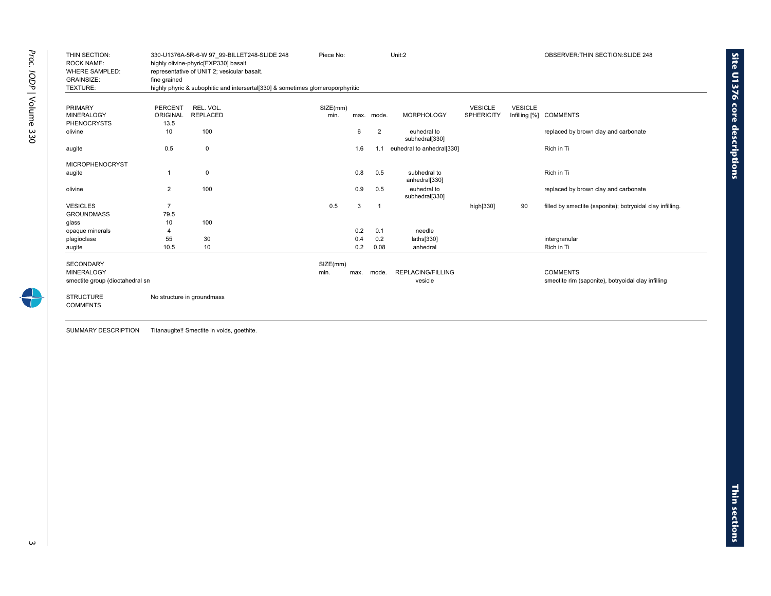THIN SECTION: 330-U1376A-5R-6-W 97_99-BILLET248-SLIDE 248 Piece No: Unit:2 OBSERVER:THIN SECTION:SLIDE 248

ROCK NAME: highly olivine-phyric[EXP330] basalt

WHERE SAMPLED: representative of UNIT 2; vesicular basalt.

GRAINSIZE: fine grained

TEXTURE: highly phyric & subophitic and intersertal[330] & sometimes glomeroporphyritic

| PRIMARY MINERALOGY | PERCENT ORIGINAL | REL. VOL. REPLACED | SIZE(mm) min. | max. | mode. | MORPHOLOGY | VESICLE SPHERICITY | VESICLE Infilling [%] | COMMENTS |
|---|---|---|---|---|---|---|---|---|---|
| PHENOCRYSTS | 13.5 | | | | | | | | |
| olivine | 10 | 100 | | 6 | 2 | euhedral to subhedral[330] | | | replaced by brown clay and carbonate |
| augite | 0.5 | 0 | | 1.6 | 1.1 | euhedral to anhedral[330] | | | Rich in Ti |
| MICROPHENOCRYST | | | | | | | | | |
| augite | 1 | 0 | | 0.8 | 0.5 | subhedral to anhedral[330] | | | Rich in Ti |
| olivine | 2 | 100 | | 0.9 | 0.5 | euhedral to subhedral[330] | | | replaced by brown clay and carbonate |
| VESICLES | 7 | | 0.5 | 3 | 1 | | high[330] | 90 | filled by smectite (saponite); botryoidal clay infilling. |
| GROUNDMASS | 79.5 | | | | | | | | |
| glass | 10 | 100 | | | | | | | |
| opaque minerals | 4 | | | 0.2 | 0.1 | needle | | | |
| plagioclase | 55 | 30 | | 0.4 | 0.2 | laths[330] | | | intergranular |
| augite | 10.5 | 10 | | 0.2 | 0.08 | anhedral | | | Rich in Ti |

| SECONDARY MINERALOGY | SIZE(mm) min. | max. | mode. | REPLACING/FILLING | COMMENTS |
|---|---|---|---|---|---|
| smectite group (dioctahedral sn | | | | vesicle | smectite rim (saponite), botryoidal clay infilling |

STRUCTURE COMMENTS: No structure in groundmass

SUMMARY DESCRIPTION: Titanaugite!! Smectite in voids, goethite.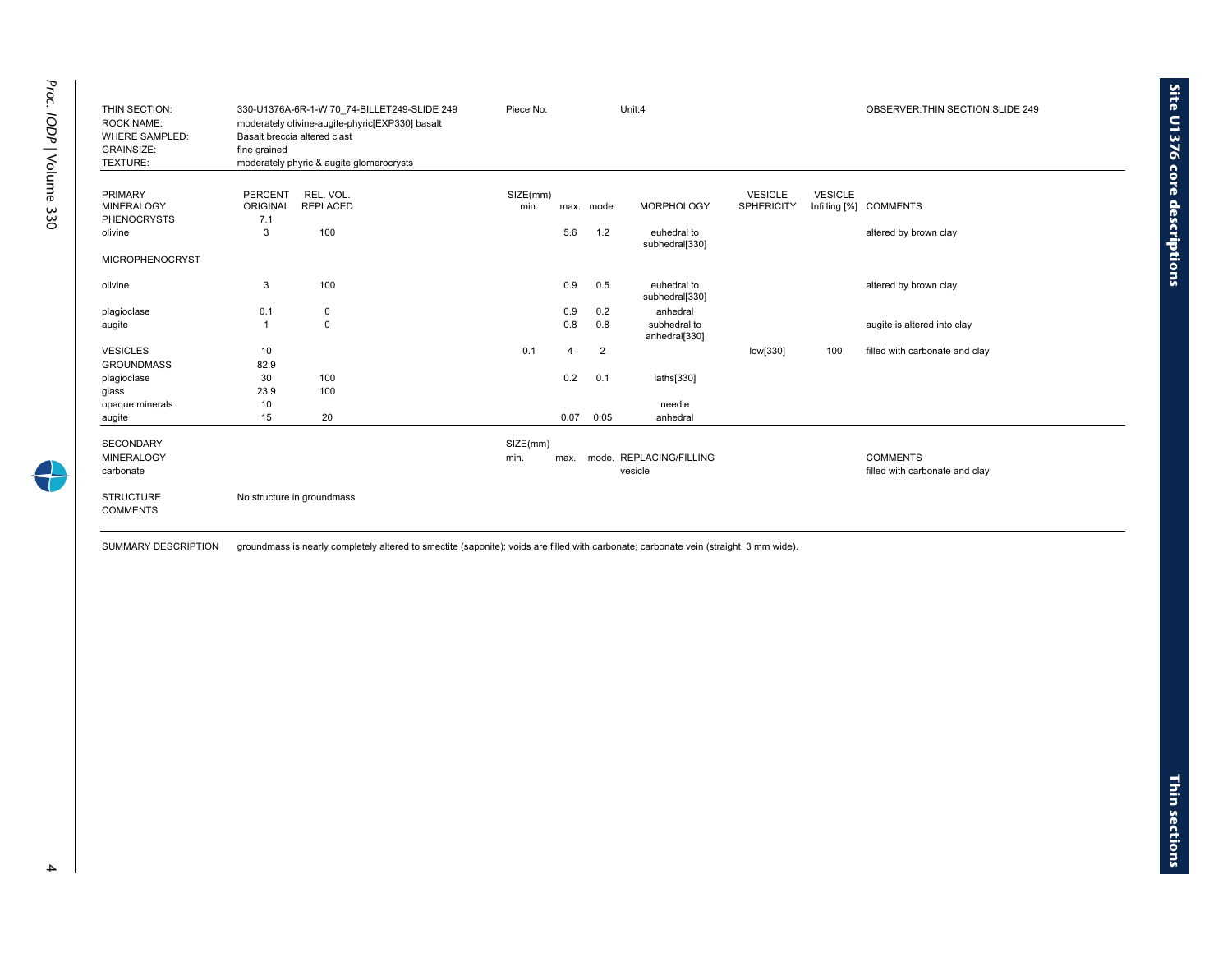| | | | | | | | | | | |
|---|---|---|---|---|---|---|---|---|---|---|
| THIN SECTION: | 330-U1376A-6R-1-W 70_74-BILLET249-SLIDE 249 | | Piece No: | | | Unit:4 | | | OBSERVER:THIN SECTION:SLIDE 249 | |
| ROCK NAME: | moderately olivine-augite-phyric[EXP330] basalt | | | | | | | | | |
| WHERE SAMPLED: | Basalt breccia altered clast | | | | | | | | | |
| GRAINSIZE: | fine grained | | | | | | | | | |
| TEXTURE: | moderately phyric & augite glomerocrysts | | | | | | | | | |

| PRIMARY MINERALOGY | PERCENT ORIGINAL | REL. VOL. REPLACED | SIZE(mm) min. | max. | mode. | MORPHOLOGY | VESICLE SPHERICITY | VESICLE Infilling [%] | COMMENTS |
|---|---|---|---|---|---|---|---|---|---|
| PHENOCRYSTS | 7.1 | | | | | | | | |
| olivine | 3 | 100 | | 5.6 | 1.2 | euhedral to subhedral[330] | | | altered by brown clay |
| MICROPHENOCRYST | | | | | | | | | |
| olivine | 3 | 100 | | 0.9 | 0.5 | euhedral to subhedral[330] | | | altered by brown clay |
| plagioclase | 0.1 | 0 | | 0.9 | 0.2 | anhedral | | | |
| augite | 1 | 0 | | 0.8 | 0.8 | subhedral to anhedral[330] | | | augite is altered into clay |
| VESICLES | 10 | | 0.1 | 4 | 2 | | low[330] | 100 | filled with carbonate and clay |
| GROUNDMASS | 82.9 | | | | | | | | |
| plagioclase | 30 | 100 | | 0.2 | 0.1 | laths[330] | | | |
| glass | 23.9 | 100 | | | | | | | |
| opaque minerals | 10 | | | | | needle | | | |
| augite | 15 | 20 | | 0.07 | 0.05 | anhedral | | | |

| SECONDARY MINERALOGY | SIZE(mm) min. | max. | mode. | REPLACING/FILLING | COMMENTS |
|---|---|---|---|---|---|
| carbonate | | | | vesicle | filled with carbonate and clay |

STRUCTURE COMMENTS: No structure in groundmass

SUMMARY DESCRIPTION: groundmass is nearly completely altered to smectite (saponite); voids are filled with carbonate; carbonate vein (straight, 3 mm wide).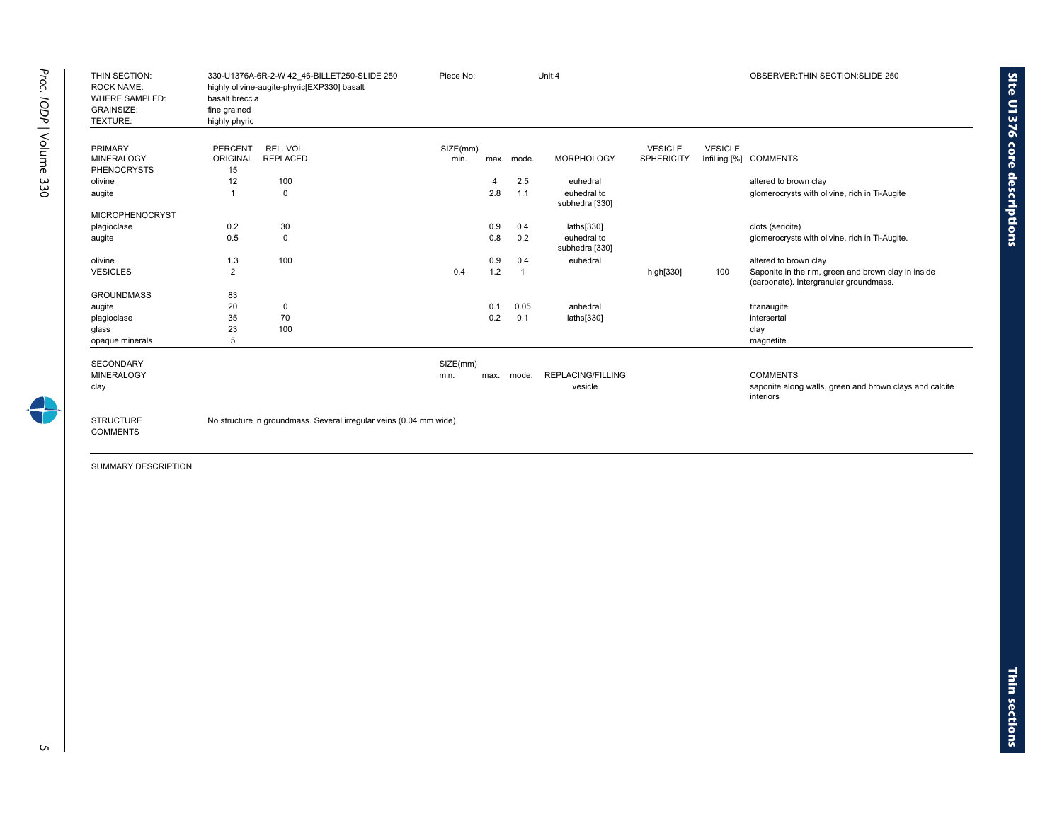| THIN SECTION: | 330-U1376A-6R-2-W 42_46-BILLET250-SLIDE 250 | Piece No: | Unit:4 | OBSERVER:THIN SECTION:SLIDE 250 |
|---|---|---|---|---|
| ROCK NAME: | highly olivine-augite-phyric[EXP330] basalt | | | |
| WHERE SAMPLED: | basalt breccia | | | |
| GRAINSIZE: | fine grained | | | |
| TEXTURE: | highly phyric | | | |

| PRIMARY MINERALOGY | PERCENT ORIGINAL | REL. VOL. REPLACED | SIZE(mm) min. | max. | mode. | MORPHOLOGY | VESICLE SPHERICITY | VESICLE Infilling [%] | COMMENTS |
|---|---|---|---|---|---|---|---|---|---|
| PHENOCRYSTS | 15 | | | | | | | | |
| olivine | 12 | 100 | | 4 | 2.5 | euhedral | | | altered to brown clay |
| augite | 1 | 0 | | 2.8 | 1.1 | euhedral to subhedral[330] | | | glomerocrysts with olivine, rich in Ti-Augite |
| MICROPHENOCRYST | | | | | | | | | |
| plagioclase | 0.2 | 30 | | 0.9 | 0.4 | laths[330] | | | clots (sericite) |
| augite | 0.5 | 0 | | 0.8 | 0.2 | euhedral to subhedral[330] | | | glomerocrysts with olivine, rich in Ti-Augite. |
| olivine | 1.3 | 100 | | 0.9 | 0.4 | euhedral | | | altered to brown clay |
| VESICLES | 2 | | 0.4 | 1.2 | 1 | | high[330] | 100 | Saponite in the rim, green and brown clay in inside (carbonate). Intergranular groundmass. |
| GROUNDMASS | 83 | | | | | | | | |
| augite | 20 | 0 | | 0.1 | 0.05 | anhedral | | | titanaugite |
| plagioclase | 35 | 70 | | 0.2 | 0.1 | laths[330] | | | intersertal |
| glass | 23 | 100 | | | | | | | clay |
| opaque minerals | 5 | | | | | | | | magnetite |

| SECONDARY MINERALOGY | SIZE(mm) min. | max. | mode. | REPLACING/FILLING | COMMENTS |
|---|---|---|---|---|---|
| clay | | | | vesicle | saponite along walls, green and brown clays and calcite interiors |

STRUCTURE COMMENTS: No structure in groundmass. Several irregular veins (0.04 mm wide)

SUMMARY DESCRIPTION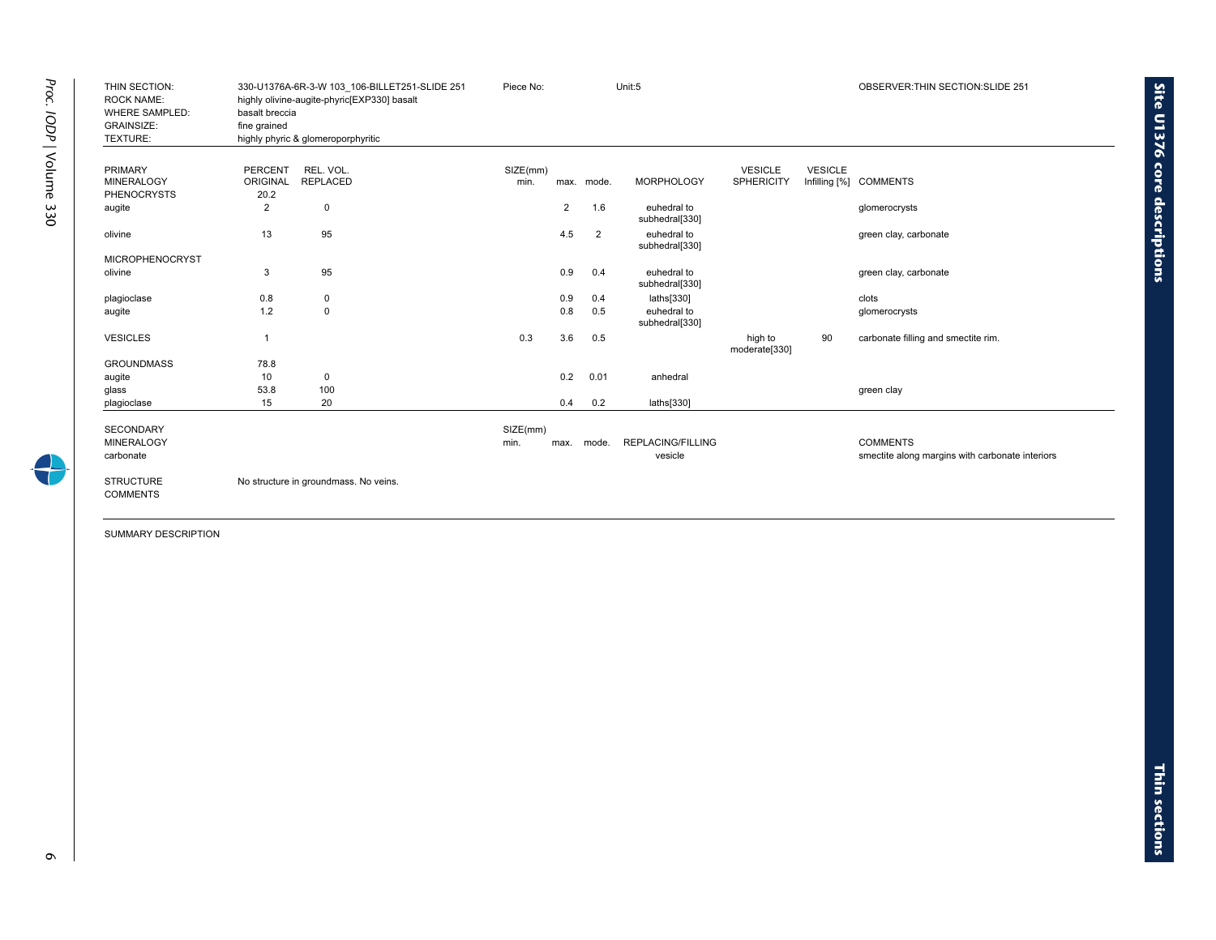| THIN SECTION: | 330-U1376A-6R-3-W 103_106-BILLET251-SLIDE 251 | Piece No: | Unit:5 | OBSERVER:THIN SECTION:SLIDE 251 |
|---|---|---|---|---|
| ROCK NAME: | highly olivine-augite-phyric[EXP330] basalt | | | |
| WHERE SAMPLED: | basalt breccia | | | |
| GRAINSIZE: | fine grained | | | |
| TEXTURE: | highly phyric & glomeroporphyritic | | | |

| PRIMARY MINERALOGY | PERCENT ORIGINAL | REL. VOL. REPLACED | SIZE(mm) min. | max. | mode. | MORPHOLOGY | VESICLE SPHERICITY | VESICLE Infilling [%] | COMMENTS |
|---|---|---|---|---|---|---|---|---|---|
| PHENOCRYSTS | 20.2 | | | | | | | | |
| augite | 2 | 0 | | 2 | 1.6 | euhedral to subhedral[330] | | | glomerocrysts |
| olivine | 13 | 95 | | 4.5 | 2 | euhedral to subhedral[330] | | | green clay, carbonate |
| MICROPHENOCRYST | | | | | | | | | |
| olivine | 3 | 95 | | 0.9 | 0.4 | euhedral to subhedral[330] | | | green clay, carbonate |
| plagioclase | 0.8 | 0 | | 0.9 | 0.4 | laths[330] | | | clots |
| augite | 1.2 | 0 | | 0.8 | 0.5 | euhedral to subhedral[330] | | | glomerocrysts |
| VESICLES | 1 | | 0.3 | 3.6 | 0.5 | | high to moderate[330] | 90 | carbonate filling and smectite rim. |
| GROUNDMASS | 78.8 | | | | | | | | |
| augite | 10 | 0 | | 0.2 | 0.01 | anhedral | | | |
| glass | 53.8 | 100 | | | | | | | green clay |
| plagioclase | 15 | 20 | | 0.4 | 0.2 | laths[330] | | | |

| SECONDARY MINERALOGY | SIZE(mm) min. | max. | mode. | REPLACING/FILLING | COMMENTS |
|---|---|---|---|---|---|
| carbonate | | | | vesicle | smectite along margins with carbonate interiors |

STRUCTURE COMMENTS: No structure in groundmass. No veins.

SUMMARY DESCRIPTION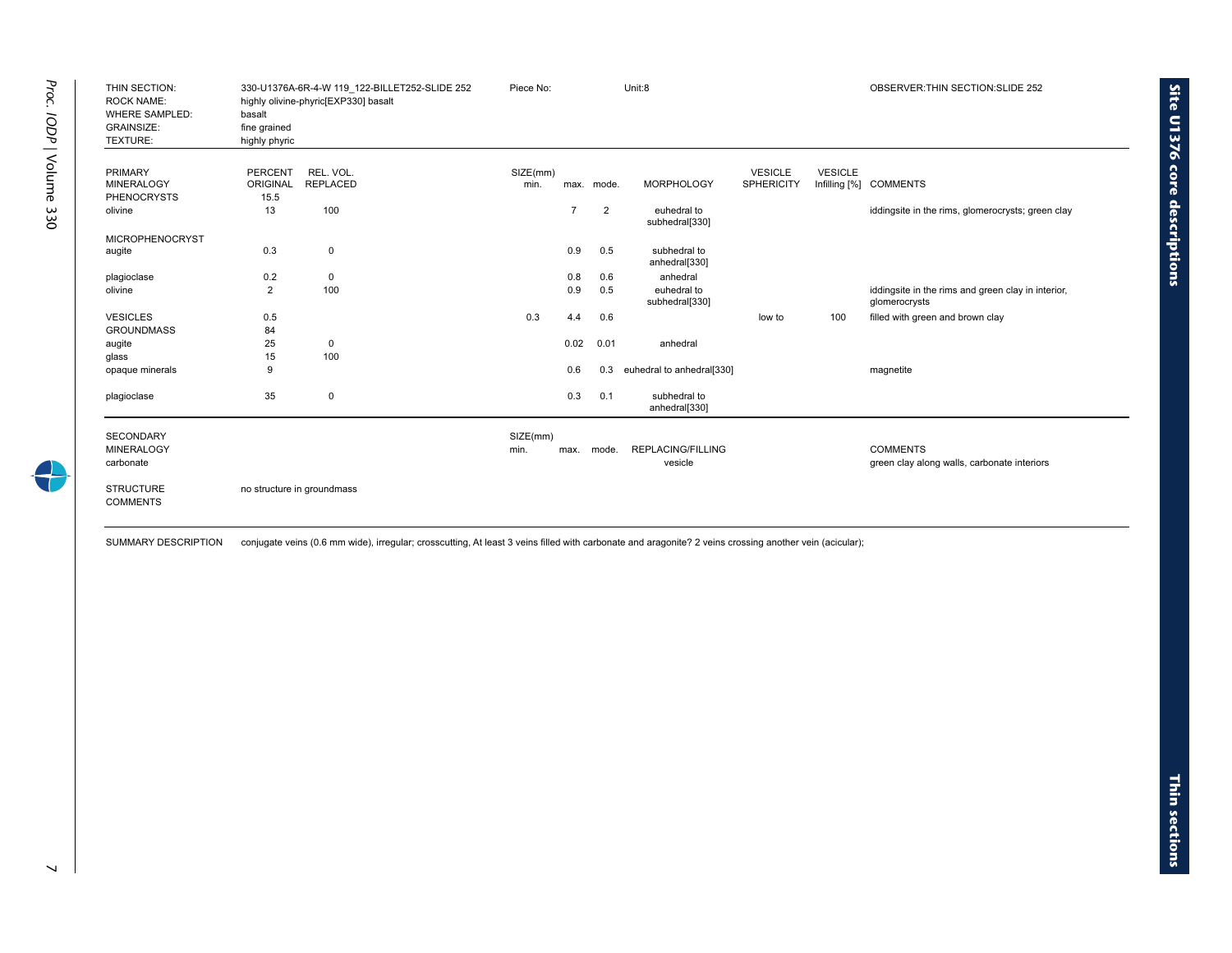| | | | |
|---|---|---|---|
| THIN SECTION: | 330-U1376A-6R-4-W 119_122-BILLET252-SLIDE 252 | Piece No: Unit:8 | OBSERVER:THIN SECTION:SLIDE 252 |
| ROCK NAME: | highly olivine-phyric[EXP330] basalt | | |
| WHERE SAMPLED: | basalt | | |
| GRAINSIZE: | fine grained | | |
| TEXTURE: | highly phyric | | |

| PRIMARY MINERALOGY | PERCENT ORIGINAL | REL. VOL. REPLACED | SIZE(mm) min. | max. | mode. | MORPHOLOGY | VESICLE SPHERICITY | VESICLE Infilling [%] | COMMENTS |
|---|---|---|---|---|---|---|---|---|---|
| PHENOCRYSTS | 15.5 | | | | | | | | |
| olivine | 13 | 100 | | 7 | 2 | euhedral to subhedral[330] | | | iddingsite in the rims, glomerocrysts; green clay |
| MICROPHENOCRYST | | | | | | | | | |
| augite | 0.3 | 0 | | 0.9 | 0.5 | subhedral to anhedral[330] | | | |
| plagioclase | 0.2 | 0 | | 0.8 | 0.6 | anhedral | | | |
| olivine | 2 | 100 | | 0.9 | 0.5 | euhedral to subhedral[330] | | | iddingsite in the rims and green clay in interior, glomerocrysts |
| VESICLES | 0.5 | | 0.3 | 4.4 | 0.6 | | low to | 100 | filled with green and brown clay |
| GROUNDMASS | 84 | | | | | | | | |
| augite | 25 | 0 | | 0.02 | 0.01 | anhedral | | | |
| glass | 15 | 100 | | | | | | | |
| opaque minerals | 9 | | | 0.6 | 0.3 | euhedral to anhedral[330] | | | magnetite |
| plagioclase | 35 | 0 | | 0.3 | 0.1 | subhedral to anhedral[330] | | | |

| SECONDARY MINERALOGY | SIZE(mm) min. | max. | mode. | REPLACING/FILLING | COMMENTS |
|---|---|---|---|---|---|
| carbonate | | | | vesicle | green clay along walls, carbonate interiors |

STRUCTURE COMMENTS: no structure in groundmass

SUMMARY DESCRIPTION: conjugate veins (0.6 mm wide), irregular; crosscutting, At least 3 veins filled with carbonate and aragonite? 2 veins crossing another vein (acicular);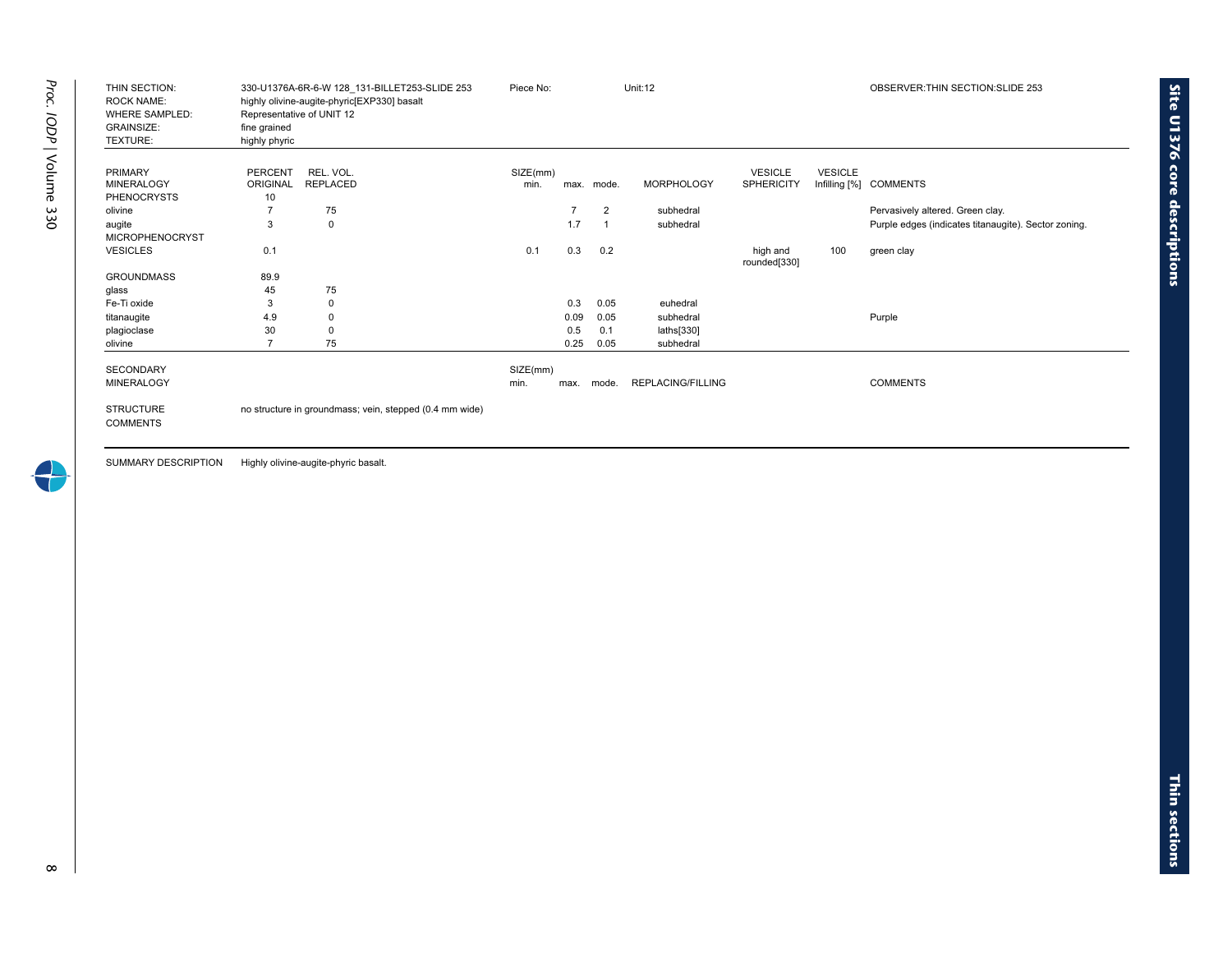| | | | | |
|---|---|---|---|---|
| THIN SECTION: | 330-U1376A-6R-6-W 128_131-BILLET253-SLIDE 253 | Piece No: | Unit:12 | OBSERVER:THIN SECTION:SLIDE 253 |
| ROCK NAME: | highly olivine-augite-phyric[EXP330] basalt | | | |
| WHERE SAMPLED: | Representative of UNIT 12 | | | |
| GRAINSIZE: | fine grained | | | |
| TEXTURE: | highly phyric | | | |

| PRIMARY MINERALOGY | PERCENT ORIGINAL | REL. VOL. REPLACED | SIZE(mm) min. | max. | mode. | MORPHOLOGY | VESICLE SPHERICITY | VESICLE Infilling [%] | COMMENTS |
|---|---|---|---|---|---|---|---|---|---|
| PHENOCRYSTS | 10 | | | | | | | | |
| olivine | 7 | 75 | | 7 | 2 | subhedral | | | Pervasively altered. Green clay. |
| augite | 3 | 0 | | 1.7 | 1 | subhedral | | | Purple edges (indicates titanaugite). Sector zoning. |
| MICROPHENOCRYST | | | | | | | | | |
| VESICLES | 0.1 | | 0.1 | 0.3 | 0.2 | | high and rounded[330] | 100 | green clay |
| GROUNDMASS | 89.9 | | | | | | | | |
| glass | 45 | 75 | | | | | | | |
| Fe-Ti oxide | 3 | 0 | | 0.3 | 0.05 | euhedral | | | |
| titanaugite | 4.9 | 0 | | 0.09 | 0.05 | subhedral | | | Purple |
| plagioclase | 30 | 0 | | 0.5 | 0.1 | laths[330] | | | |
| olivine | 7 | 75 | | 0.25 | 0.05 | subhedral | | | |

| SECONDARY MINERALOGY | SIZE(mm) min. | max. | mode. | REPLACING/FILLING | COMMENTS |
|---|---|---|---|---|---|

STRUCTURE COMMENTS: no structure in groundmass; vein, stepped (0.4 mm wide)

SUMMARY DESCRIPTION: Highly olivine-augite-phyric basalt.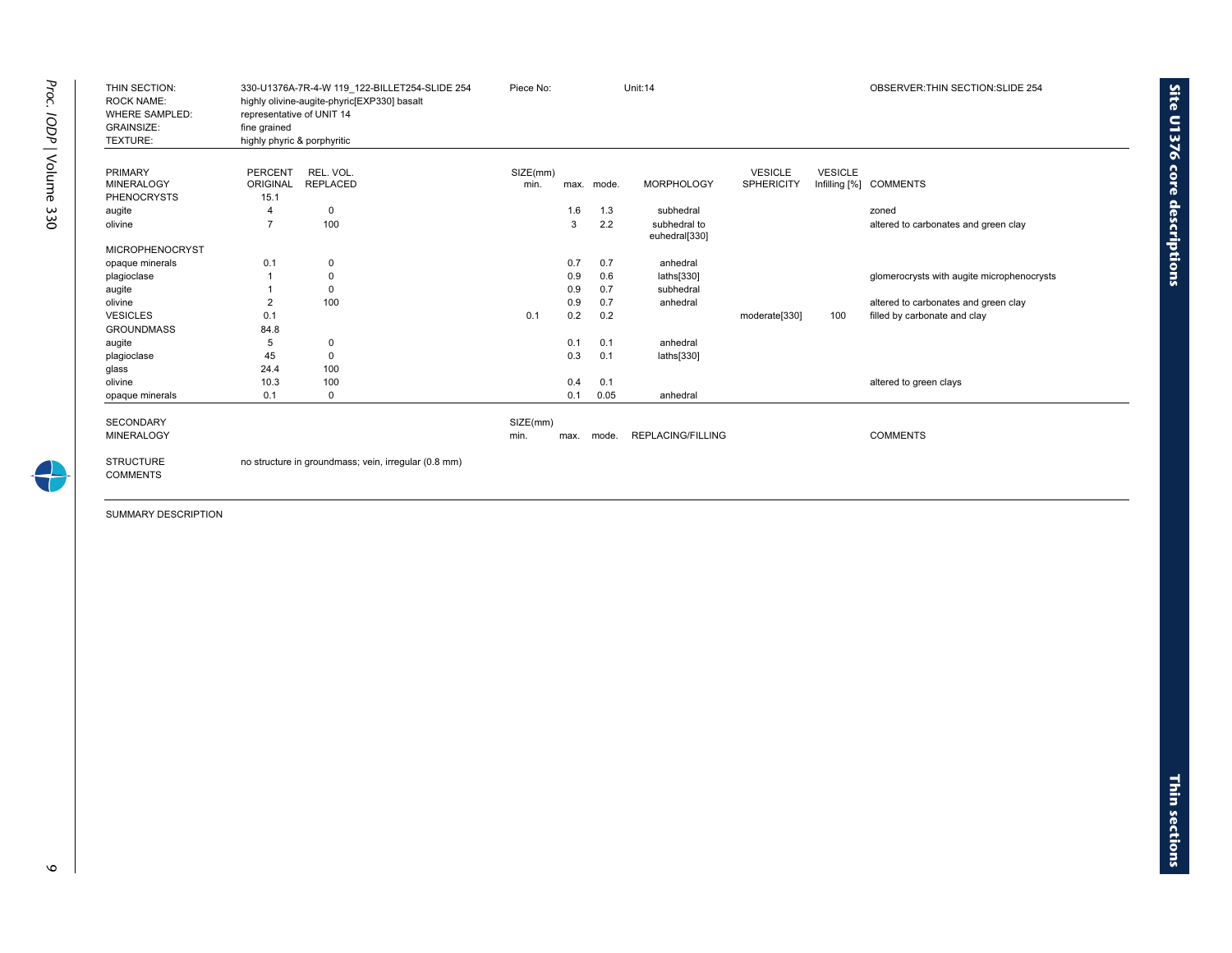| | | | | |
|---|---|---|---|---|
| THIN SECTION: | 330-U1376A-7R-4-W 119_122-BILLET254-SLIDE 254 | Piece No: | Unit:14 | OBSERVER:THIN SECTION:SLIDE 254 |
| ROCK NAME: | highly olivine-augite-phyric[EXP330] basalt | | | |
| WHERE SAMPLED: | representative of UNIT 14 | | | |
| GRAINSIZE: | fine grained | | | |
| TEXTURE: | highly phyric & porphyritic | | | |

| PRIMARY MINERALOGY | PERCENT ORIGINAL | REL. VOL. REPLACED | SIZE(mm) min. | max. | mode. | MORPHOLOGY | VESICLE SPHERICITY | VESICLE Infilling [%] | COMMENTS |
|---|---|---|---|---|---|---|---|---|---|
| PHENOCRYSTS | 15.1 | | | | | | | | |
| augite | 4 | 0 | | 1.6 | 1.3 | subhedral | | | zoned |
| olivine | 7 | 100 | | 3 | 2.2 | subhedral to euhedral[330] | | | altered to carbonates and green clay |
| MICROPHENOCRYST | | | | | | | | | |
| opaque minerals | 0.1 | 0 | | 0.7 | 0.7 | anhedral | | | |
| plagioclase | 1 | 0 | | 0.9 | 0.6 | laths[330] | | | glomerocrysts with augite microphenocrysts |
| augite | 1 | 0 | | 0.9 | 0.7 | subhedral | | | |
| olivine | 2 | 100 | | 0.9 | 0.7 | anhedral | | | altered to carbonates and green clay |
| VESICLES | 0.1 | | 0.1 | 0.2 | 0.2 | | moderate[330] | 100 | filled by carbonate and clay |
| GROUNDMASS | 84.8 | | | | | | | | |
| augite | 5 | 0 | | 0.1 | 0.1 | anhedral | | | |
| plagioclase | 45 | 0 | | 0.3 | 0.1 | laths[330] | | | |
| glass | 24.4 | 100 | | | | | | | |
| olivine | 10.3 | 100 | | 0.4 | 0.1 | | | | altered to green clays |
| opaque minerals | 0.1 | 0 | | 0.1 | 0.05 | anhedral | | | |

| SECONDARY MINERALOGY | SIZE(mm) min. | max. | mode. | REPLACING/FILLING | COMMENTS |
|---|---|---|---|---|---|

STRUCTURE COMMENTS: no structure in groundmass; vein, irregular (0.8 mm)

SUMMARY DESCRIPTION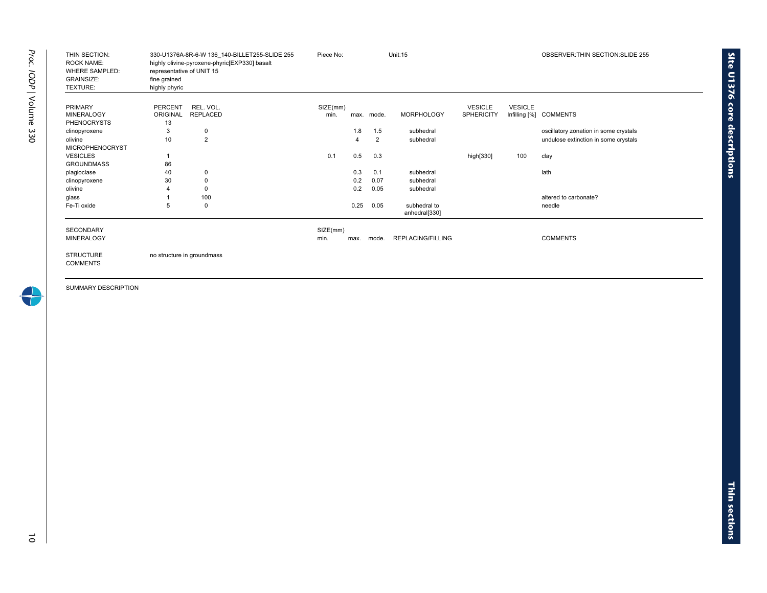| | | | | |
|---|---|---|---|---|
| THIN SECTION: | 330-U1376A-8R-6-W 136_140-BILLET255-SLIDE 255 | Piece No: | Unit:15 | OBSERVER:THIN SECTION:SLIDE 255 |
| ROCK NAME: | highly olivine-pyroxene-phyric[EXP330] basalt | | | |
| WHERE SAMPLED: | representative of UNIT 15 | | | |
| GRAINSIZE: | fine grained | | | |
| TEXTURE: | highly phyric | | | |

| PRIMARY MINERALOGY | PERCENT ORIGINAL | REL. VOL. REPLACED | SIZE(mm) min. | max. | mode. | MORPHOLOGY | VESICLE SPHERICITY | VESICLE Infilling [%] | COMMENTS |
|---|---|---|---|---|---|---|---|---|---|
| PHENOCRYSTS | 13 | | | | | | | | |
| clinopyroxene | 3 | 0 | | 1.8 | 1.5 | subhedral | | | oscillatory zonation in some crystals |
| olivine | 10 | 2 | | 4 | 2 | subhedral | | | undulose extinction in some crystals |
| MICROPHENOCRYST | | | | | | | | | |
| VESICLES | 1 | | 0.1 | 0.5 | 0.3 | | high[330] | 100 | clay |
| GROUNDMASS | 86 | | | | | | | | |
| plagioclase | 40 | 0 | | 0.3 | 0.1 | subhedral | | | lath |
| clinopyroxene | 30 | 0 | | 0.2 | 0.07 | subhedral | | | |
| olivine | 4 | 0 | | 0.2 | 0.05 | subhedral | | | |
| glass | 1 | 100 | | | | | | | altered to carbonate? |
| Fe-Ti oxide | 5 | 0 | | 0.25 | 0.05 | subhedral to anhedral[330] | | | needle |

| SECONDARY MINERALOGY | SIZE(mm) min. | max. | mode. | REPLACING/FILLING | COMMENTS |
|---|---|---|---|---|---|

STRUCTURE COMMENTS: no structure in groundmass

SUMMARY DESCRIPTION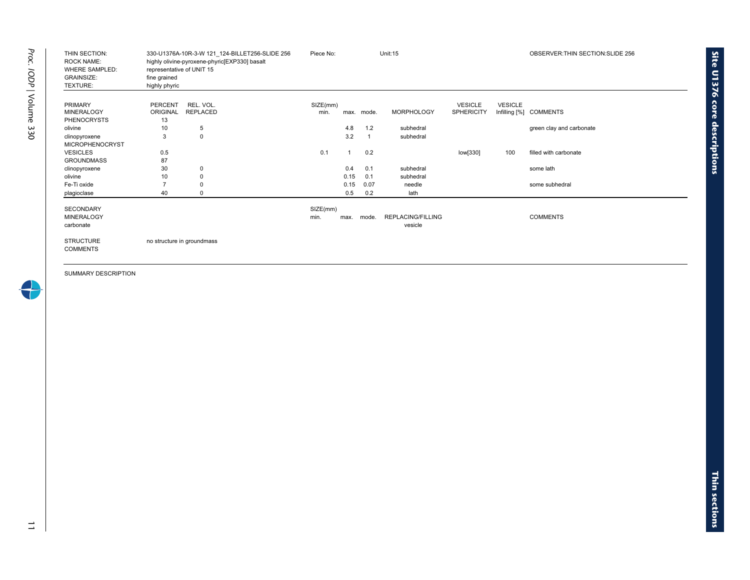| | | | | |
|---|---|---|---|---|
| THIN SECTION: | 330-U1376A-10R-3-W 121_124-BILLET256-SLIDE 256 | Piece No: | Unit:15 | OBSERVER:THIN SECTION:SLIDE 256 |
| ROCK NAME: | highly olivine-pyroxene-phyric[EXP330] basalt | | | |
| WHERE SAMPLED: | representative of UNIT 15 | | | |
| GRAINSIZE: | fine grained | | | |
| TEXTURE: | highly phyric | | | |

| PRIMARY MINERALOGY | PERCENT ORIGINAL | REL. VOL. REPLACED | SIZE(mm) min. | max. | mode. | MORPHOLOGY | VESICLE SPHERICITY | VESICLE Infilling [%] | COMMENTS |
|---|---|---|---|---|---|---|---|---|---|
| PHENOCRYSTS | 13 | | | | | | | | |
| olivine | 10 | 5 | | 4.8 | 1.2 | subhedral | | | green clay and carbonate |
| clinopyroxene | 3 | 0 | | 3.2 | 1 | subhedral | | | |
| MICROPHENOCRYST | | | | | | | | | |
| VESICLES | 0.5 | | 0.1 | 1 | 0.2 | | low[330] | 100 | filled with carbonate |
| GROUNDMASS | 87 | | | | | | | | |
| clinopyroxene | 30 | 0 | | 0.4 | 0.1 | subhedral | | | some lath |
| olivine | 10 | 0 | | 0.15 | 0.1 | subhedral | | | |
| Fe-Ti oxide | 7 | 0 | | 0.15 | 0.07 | needle | | | some subhedral |
| plagioclase | 40 | 0 | | 0.5 | 0.2 | lath | | | |

| SECONDARY MINERALOGY | SIZE(mm) min. | max. | mode. | REPLACING/FILLING | COMMENTS |
|---|---|---|---|---|---|
| carbonate | | | | vesicle | |

STRUCTURE: no structure in groundmass

COMMENTS

SUMMARY DESCRIPTION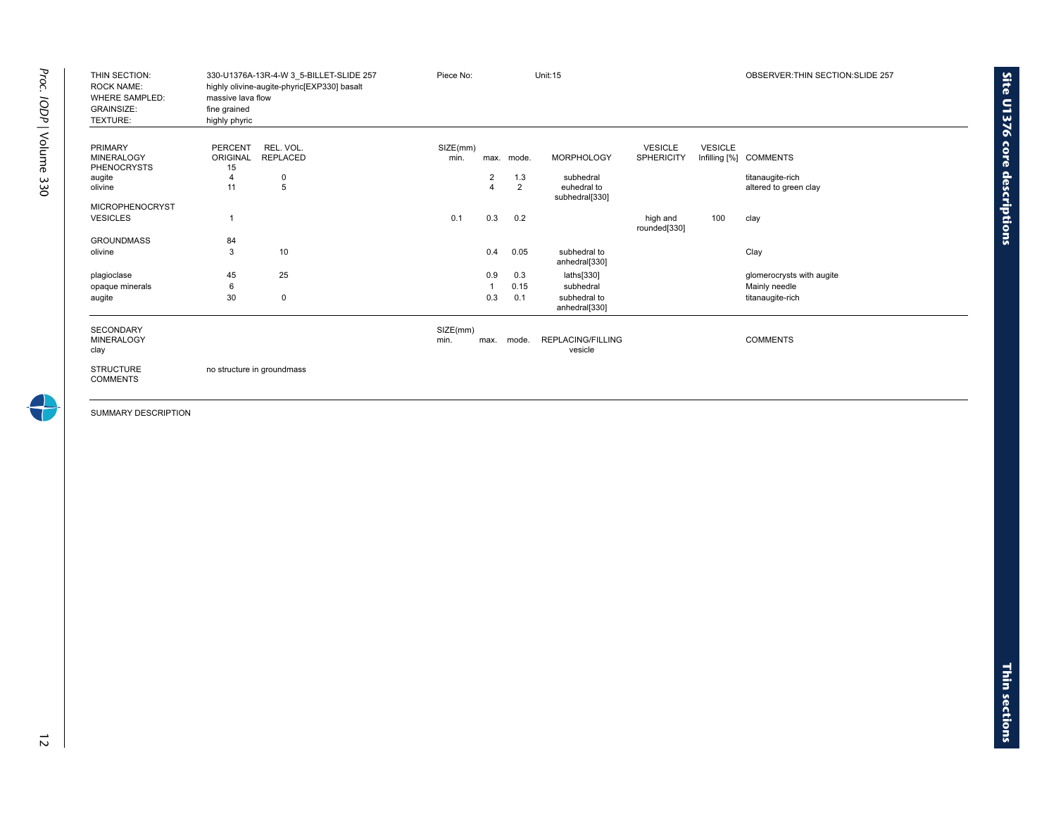| | | | | |
|---|---|---|---|---|
| THIN SECTION: | 330-U1376A-13R-4-W 3_5-BILLET-SLIDE 257 | Piece No: | Unit:15 | OBSERVER:THIN SECTION:SLIDE 257 |
| ROCK NAME: | highly olivine-augite-phyric[EXP330] basalt | | | |
| WHERE SAMPLED: | massive lava flow | | | |
| GRAINSIZE: | fine grained | | | |
| TEXTURE: | highly phyric | | | |

| PRIMARY MINERALOGY | PERCENT ORIGINAL | REL. VOL. REPLACED | SIZE(mm) min. | max. | mode. | MORPHOLOGY | VESICLE SPHERICITY | VESICLE Infilling [%] | COMMENTS |
|---|---|---|---|---|---|---|---|---|---|
| PHENOCRYSTS | 15 | | | | | | | | |
| augite | 4 | 0 | | 2 | 1.3 | subhedral | | | titanaugite-rich |
| olivine | 11 | 5 | | 4 | 2 | euhedral to subhedral[330] | | | altered to green clay |
| MICROPHENOCRYST | | | | | | | | | |
| VESICLES | 1 | | 0.1 | 0.3 | 0.2 | | high and rounded[330] | 100 | clay |
| GROUNDMASS | 84 | | | | | | | | |
| olivine | 3 | 10 | | 0.4 | 0.05 | subhedral to anhedral[330] | | | Clay |
| plagioclase | 45 | 25 | | 0.9 | 0.3 | laths[330] | | | glomerocrysts with augite |
| opaque minerals | 6 | | | 1 | 0.15 | subhedral | | | Mainly needle |
| augite | 30 | 0 | | 0.3 | 0.1 | subhedral to anhedral[330] | | | titanaugite-rich |

| SECONDARY MINERALOGY | SIZE(mm) min. | max. | mode. | REPLACING/FILLING | COMMENTS |
|---|---|---|---|---|---|
| clay | | | | vesicle | |

STRUCTURE COMMENTS: no structure in groundmass

SUMMARY DESCRIPTION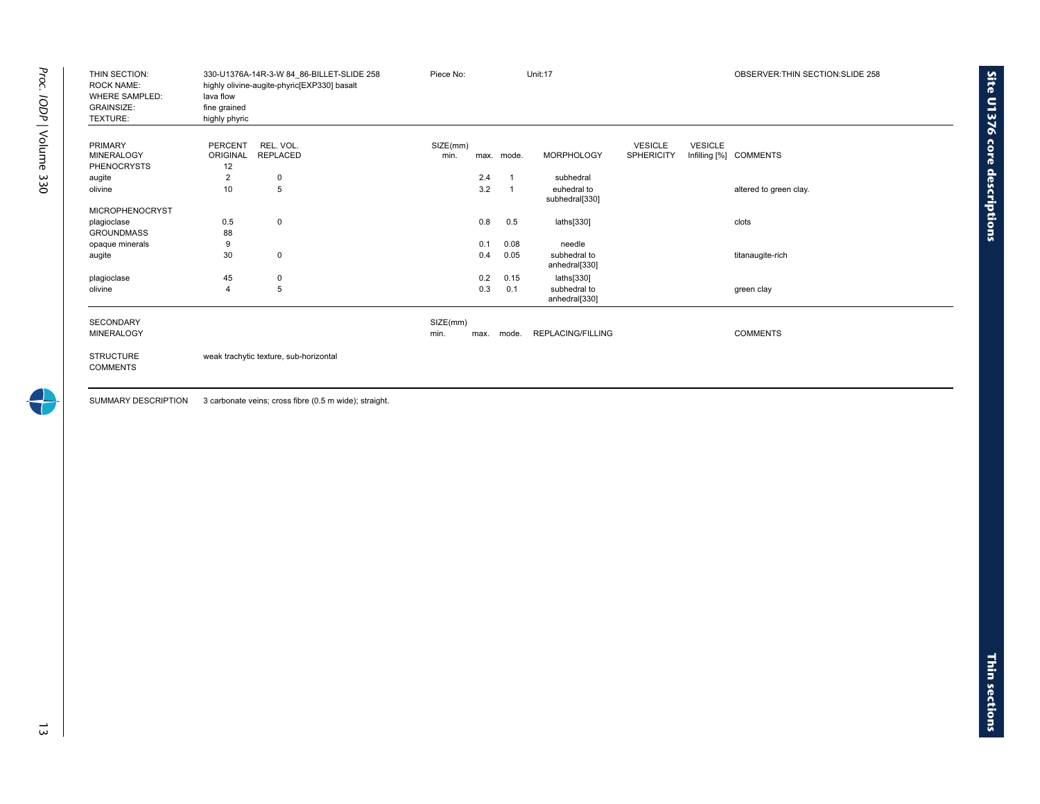| | | | | |
|---|---|---|---|---|
| THIN SECTION: | 330-U1376A-14R-3-W 84_86-BILLET-SLIDE 258 | Piece No: | Unit:17 | OBSERVER:THIN SECTION:SLIDE 258 |
| ROCK NAME: | highly olivine-augite-phyric[EXP330] basalt | | | |
| WHERE SAMPLED: | lava flow | | | |
| GRAINSIZE: | fine grained | | | |
| TEXTURE: | highly phyric | | | |

| PRIMARY MINERALOGY | PERCENT ORIGINAL | REL. VOL. REPLACED | SIZE(mm) min. | max. | mode. | MORPHOLOGY | VESICLE SPHERICITY | VESICLE Infilling [%] | COMMENTS |
|---|---|---|---|---|---|---|---|---|---|
| PHENOCRYSTS | 12 | | | | | | | | |
| augite | 2 | 0 | | 2.4 | 1 | subhedral | | | |
| olivine | 10 | 5 | | 3.2 | 1 | euhedral to subhedral[330] | | | altered to green clay. |
| MICROPHENOCRYST | | | | | | | | | |
| plagioclase | 0.5 | 0 | | 0.8 | 0.5 | laths[330] | | | clots |
| GROUNDMASS | 88 | | | | | | | | |
| opaque minerals | 9 | | | 0.1 | 0.08 | needle | | | |
| augite | 30 | 0 | | 0.4 | 0.05 | subhedral to anhedral[330] | | | titanaugite-rich |
| plagioclase | 45 | 0 | | 0.2 | 0.15 | laths[330] | | | |
| olivine | 4 | 5 | | 0.3 | 0.1 | subhedral to anhedral[330] | | | green clay |

| SECONDARY MINERALOGY | SIZE(mm) min. | max. | mode. | REPLACING/FILLING | COMMENTS |
|---|---|---|---|---|---|

STRUCTURE COMMENTS: weak trachytic texture, sub-horizontal

SUMMARY DESCRIPTION: 3 carbonate veins; cross fibre (0.5 m wide); straight.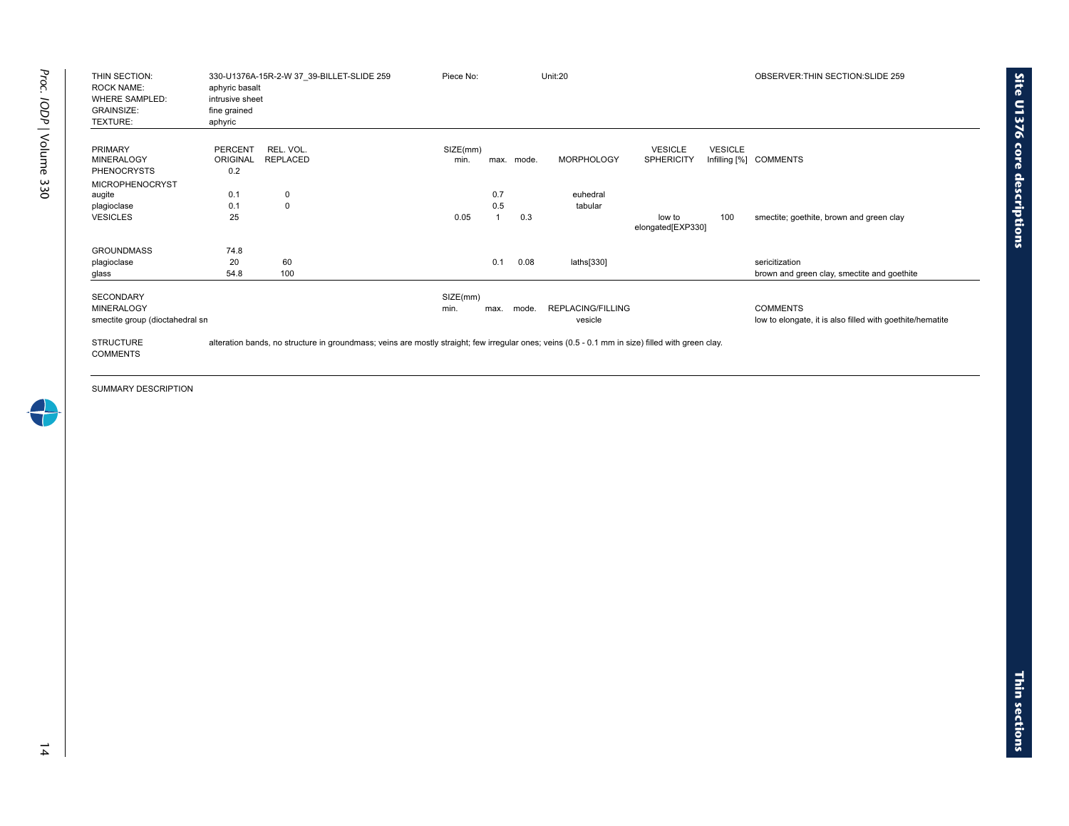| | | | | |
|---|---|---|---|---|
| THIN SECTION: | 330-U1376A-15R-2-W 37_39-BILLET-SLIDE 259 | Piece No: | Unit:20 | OBSERVER:THIN SECTION:SLIDE 259 |
| ROCK NAME: | aphyric basalt | | | |
| WHERE SAMPLED: | intrusive sheet | | | |
| GRAINSIZE: | fine grained | | | |
| TEXTURE: | aphyric | | | |

| PRIMARY MINERALOGY | PERCENT ORIGINAL | REL. VOL. REPLACED | SIZE(mm) min. | max. | mode. | MORPHOLOGY | VESICLE SPHERICITY | VESICLE Infilling [%] | COMMENTS |
|---|---|---|---|---|---|---|---|---|---|
| PHENOCRYSTS | 0.2 | | | | | | | | |
| MICROPHENOCRYST | | | | | | | | | |
| augite | 0.1 | 0 | | 0.7 | | euhedral | | | |
| plagioclase | 0.1 | 0 | | 0.5 | | tabular | | | |
| VESICLES | 25 | | 0.05 | 1 | 0.3 | | low to elongated[EXP330] | 100 | smectite; goethite, brown and green clay |
| GROUNDMASS | 74.8 | | | | | | | | |
| plagioclase | 20 | 60 | | 0.1 | 0.08 | laths[330] | | | sericitization |
| glass | 54.8 | 100 | | | | | | | brown and green clay, smectite and goethite |

| SECONDARY MINERALOGY | SIZE(mm) min. | max. | mode. | REPLACING/FILLING | COMMENTS |
|---|---|---|---|---|---|
| smectite group (dioctahedral sn | | | | vesicle | low to elongate, it is also filled with goethite/hematite |

STRUCTURE COMMENTS: alteration bands, no structure in groundmass; veins are mostly straight; few irregular ones; veins (0.5 - 0.1 mm in size) filled with green clay.

SUMMARY DESCRIPTION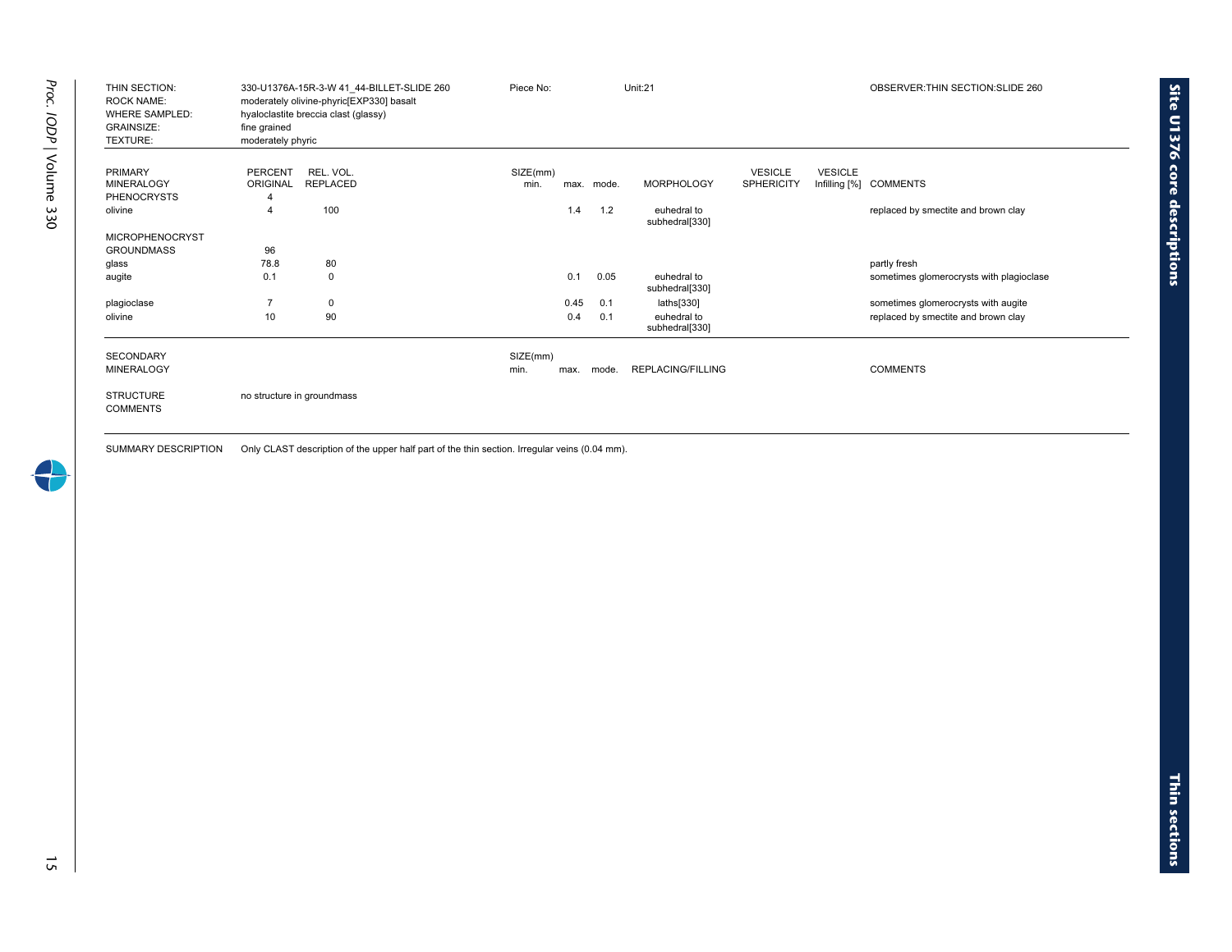| | | | | |
|---|---|---|---|---|
| THIN SECTION: | 330-U1376A-15R-3-W 41_44-BILLET-SLIDE 260 | Piece No: | Unit:21 | OBSERVER:THIN SECTION:SLIDE 260 |
| ROCK NAME: | moderately olivine-phyric[EXP330] basalt | | | |
| WHERE SAMPLED: | hyaloclastite breccia clast (glassy) | | | |
| GRAINSIZE: | fine grained | | | |
| TEXTURE: | moderately phyric | | | |

| PRIMARY MINERALOGY | PERCENT ORIGINAL | REL. VOL. REPLACED | SIZE(mm) min. | max. | mode. | MORPHOLOGY | VESICLE SPHERICITY | VESICLE Infilling [%] | COMMENTS |
|---|---|---|---|---|---|---|---|---|---|
| PHENOCRYSTS | 4 | | | | | | | | |
| olivine | 4 | 100 | | 1.4 | 1.2 | euhedral to subhedral[330] | | | replaced by smectite and brown clay |
| MICROPHENOCRYST | | | | | | | | | |
| GROUNDMASS | 96 | | | | | | | | |
| glass | 78.8 | 80 | | | | | | | partly fresh |
| augite | 0.1 | 0 | | 0.1 | 0.05 | euhedral to subhedral[330] | | | sometimes glomerocrysts with plagioclase |
| plagioclase | 7 | 0 | | 0.45 | 0.1 | laths[330] | | | sometimes glomerocrysts with augite |
| olivine | 10 | 90 | | 0.4 | 0.1 | euhedral to subhedral[330] | | | replaced by smectite and brown clay |

| SECONDARY MINERALOGY | SIZE(mm) min. | max. | mode. | REPLACING/FILLING | COMMENTS |
|---|---|---|---|---|---|

STRUCTURE COMMENTS: no structure in groundmass

SUMMARY DESCRIPTION: Only CLAST description of the upper half part of the thin section. Irregular veins (0.04 mm).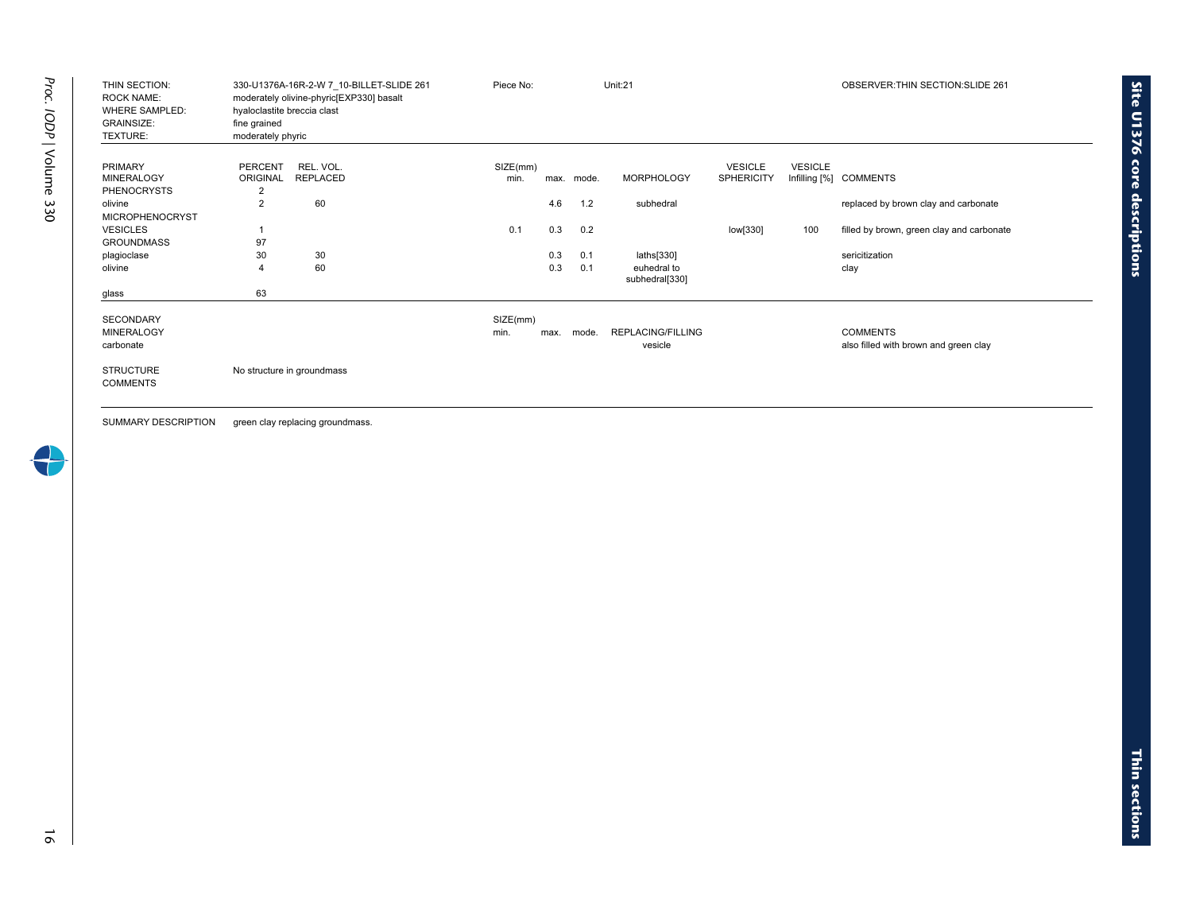| | | | | |
|---|---|---|---|---|
| THIN SECTION: | 330-U1376A-16R-2-W 7_10-BILLET-SLIDE 261 | Piece No: | Unit:21 | OBSERVER:THIN SECTION:SLIDE 261 |
| ROCK NAME: | moderately olivine-phyric[EXP330] basalt | | | |
| WHERE SAMPLED: | hyaloclastite breccia clast | | | |
| GRAINSIZE: | fine grained | | | |
| TEXTURE: | moderately phyric | | | |

| PRIMARY MINERALOGY | PERCENT ORIGINAL | REL. VOL. REPLACED | SIZE(mm) min. | max. | mode. | MORPHOLOGY | VESICLE SPHERICITY | VESICLE Infilling [%] | COMMENTS |
|---|---|---|---|---|---|---|---|---|---|
| PHENOCRYSTS | 2 | | | | | | | | |
| olivine | 2 | 60 | | 4.6 | 1.2 | subhedral | | | replaced by brown clay and carbonate |
| MICROPHENOCRYST | | | | | | | | | |
| VESICLES | 1 | | 0.1 | 0.3 | 0.2 | | low[330] | 100 | filled by brown, green clay and carbonate |
| GROUNDMASS | 97 | | | | | | | | |
| plagioclase | 30 | 30 | | 0.3 | 0.1 | laths[330] | | | sericitization |
| olivine | 4 | 60 | | 0.3 | 0.1 | euhedral to subhedral[330] | | | clay |
| glass | 63 | | | | | | | | |

| SECONDARY MINERALOGY | SIZE(mm) min. | max. | mode. | REPLACING/FILLING | COMMENTS |
|---|---|---|---|---|---|
| carbonate | | | | vesicle | also filled with brown and green clay |

STRUCTURE COMMENTS: No structure in groundmass

SUMMARY DESCRIPTION: green clay replacing groundmass.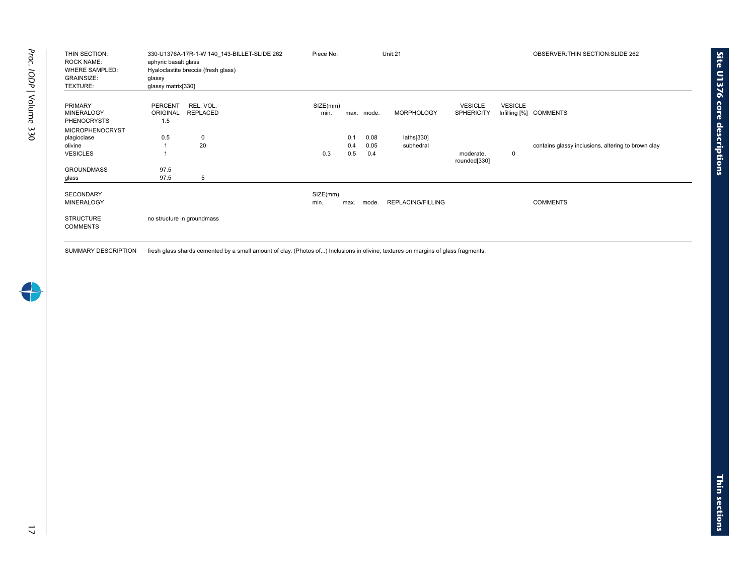| | | | |
|---|---|---|---|
| THIN SECTION: | 330-U1376A-17R-1-W 140_143-BILLET-SLIDE 262 | Piece No: | Unit:21 | OBSERVER:THIN SECTION:SLIDE 262 |
| ROCK NAME: | aphyric basalt glass | | | |
| WHERE SAMPLED: | Hyaloclastite breccia (fresh glass) | | | |
| GRAINSIZE: | glassy | | | |
| TEXTURE: | glassy matrix[330] | | | |

| PRIMARY MINERALOGY | PERCENT ORIGINAL | REL. VOL. REPLACED | SIZE(mm) min. | max. | mode. | MORPHOLOGY | VESICLE SPHERICITY | VESICLE Infilling [%] | COMMENTS |
|---|---|---|---|---|---|---|---|---|---|
| PHENOCRYSTS | 1.5 | | | | | | | | |
| MICROPHENOCRYST | | | | | | | | | |
| plagioclase | 0.5 | 0 | | 0.1 | 0.08 | laths[330] | | | |
| olivine | 1 | 20 | | 0.4 | 0.05 | subhedral | | | contains glassy inclusions, altering to brown clay |
| VESICLES | 1 | | 0.3 | 0.5 | 0.4 | | moderate, rounded[330] | 0 | |
| GROUNDMASS | 97.5 | | | | | | | | |
| glass | 97.5 | 5 | | | | | | | |

| SECONDARY MINERALOGY | SIZE(mm) min. | max. | mode. | REPLACING/FILLING | COMMENTS |
|---|---|---|---|---|---|

STRUCTURE COMMENTS: no structure in groundmass

SUMMARY DESCRIPTION: fresh glass shards cemented by a small amount of clay. (Photos of...) Inclusions in olivine; textures on margins of glass fragments.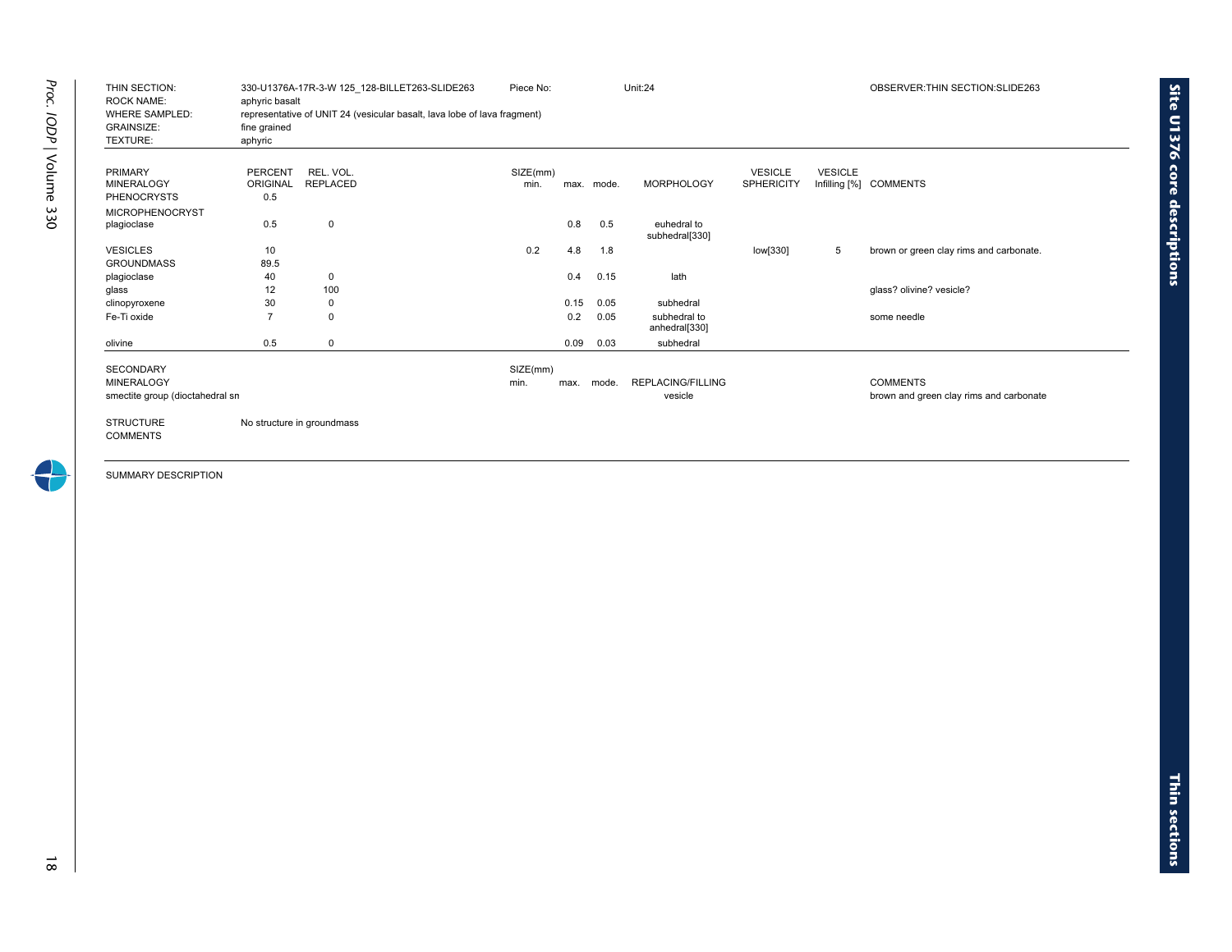| | | | |
|---|---|---|---|
| THIN SECTION: | 330-U1376A-17R-3-W 125_128-BILLET263-SLIDE263 | Piece No: | Unit:24 | OBSERVER:THIN SECTION:SLIDE263 |
| ROCK NAME: | aphyric basalt | | | |
| WHERE SAMPLED: | representative of UNIT 24 (vesicular basalt, lava lobe of lava fragment) | | | |
| GRAINSIZE: | fine grained | | | |
| TEXTURE: | aphyric | | | |

| PRIMARY MINERALOGY | PERCENT ORIGINAL | REL. VOL. REPLACED | SIZE(mm) min. | max. | mode. | MORPHOLOGY | VESICLE SPHERICITY | VESICLE Infilling [%] | COMMENTS |
|---|---|---|---|---|---|---|---|---|---|
| PHENOCRYSTS | 0.5 | | | | | | | | |
| MICROPHENOCRYST | | | | | | | | | |
| plagioclase | 0.5 | 0 | | 0.8 | 0.5 | euhedral to subhedral[330] | | | |
| VESICLES | 10 | | 0.2 | 4.8 | 1.8 | | low[330] | 5 | brown or green clay rims and carbonate. |
| GROUNDMASS | 89.5 | | | | | | | | |
| plagioclase | 40 | 0 | | 0.4 | 0.15 | lath | | | |
| glass | 12 | 100 | | | | | | | glass? olivine? vesicle? |
| clinopyroxene | 30 | 0 | | 0.15 | 0.05 | subhedral | | | |
| Fe-Ti oxide | 7 | 0 | | 0.2 | 0.05 | subhedral to anhedral[330] | | | some needle |
| olivine | 0.5 | 0 | | 0.09 | 0.03 | subhedral | | | |

| SECONDARY MINERALOGY | SIZE(mm) min. | max. | mode. | REPLACING/FILLING | COMMENTS |
|---|---|---|---|---|---|
| smectite group (dioctahedral sn | | | | vesicle | brown and green clay rims and carbonate |

STRUCTURE COMMENTS: No structure in groundmass

SUMMARY DESCRIPTION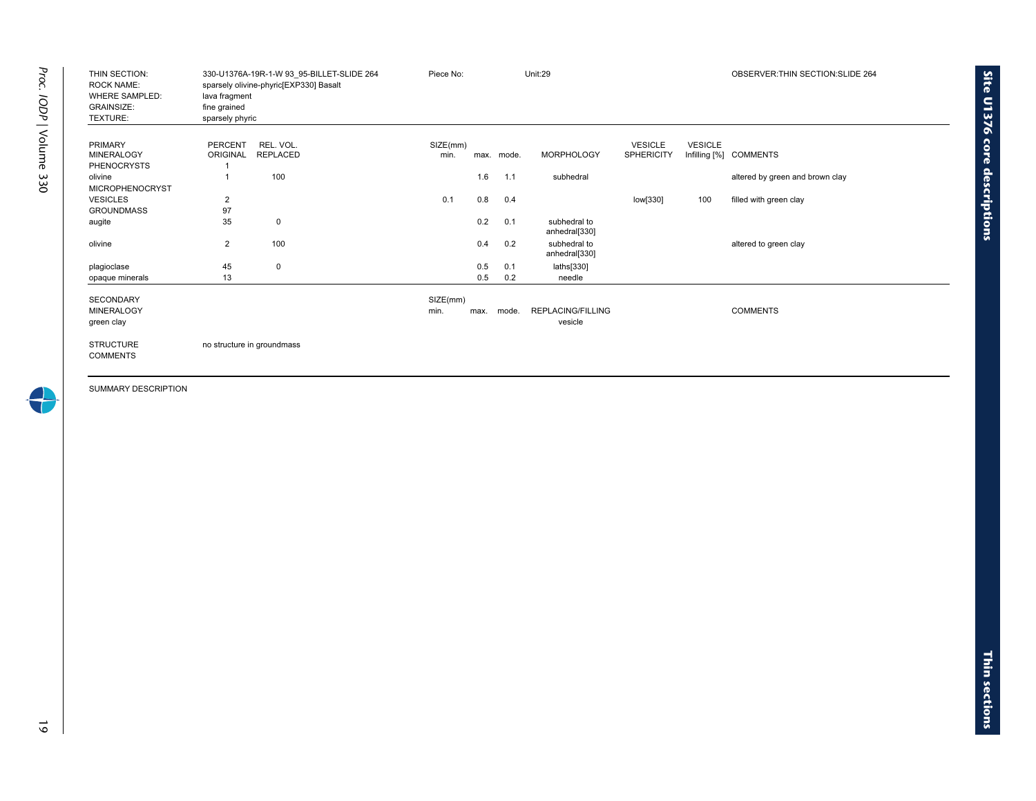| | | | | |
|---|---|---|---|---|
| THIN SECTION: | 330-U1376A-19R-1-W 93_95-BILLET-SLIDE 264 | Piece No: | Unit:29 | OBSERVER:THIN SECTION:SLIDE 264 |
| ROCK NAME: | sparsely olivine-phyric[EXP330] Basalt | | | |
| WHERE SAMPLED: | lava fragment | | | |
| GRAINSIZE: | fine grained | | | |
| TEXTURE: | sparsely phyric | | | |

| PRIMARY MINERALOGY | PERCENT ORIGINAL | REL. VOL. REPLACED | SIZE(mm) min. | max. | mode. | MORPHOLOGY | VESICLE SPHERICITY | VESICLE Infilling [%] | COMMENTS |
|---|---|---|---|---|---|---|---|---|---|
| PHENOCRYSTS | 1 | | | | | | | | |
| olivine | 1 | 100 | | 1.6 | 1.1 | subhedral | | | altered by green and brown clay |
| MICROPHENOCRYST | | | | | | | | | |
| VESICLES | 2 | | 0.1 | 0.8 | 0.4 | | low[330] | 100 | filled with green clay |
| GROUNDMASS | 97 | | | | | | | | |
| augite | 35 | 0 | | 0.2 | 0.1 | subhedral to anhedral[330] | | | |
| olivine | 2 | 100 | | 0.4 | 0.2 | subhedral to anhedral[330] | | | altered to green clay |
| plagioclase | 45 | 0 | | 0.5 | 0.1 | laths[330] | | | |
| opaque minerals | 13 | | | 0.5 | 0.2 | needle | | | |

| SECONDARY MINERALOGY | SIZE(mm) min. | max. | mode. | REPLACING/FILLING | COMMENTS |
|---|---|---|---|---|---|
| green clay | | | | vesicle | |

STRUCTURE COMMENTS: no structure in groundmass

SUMMARY DESCRIPTION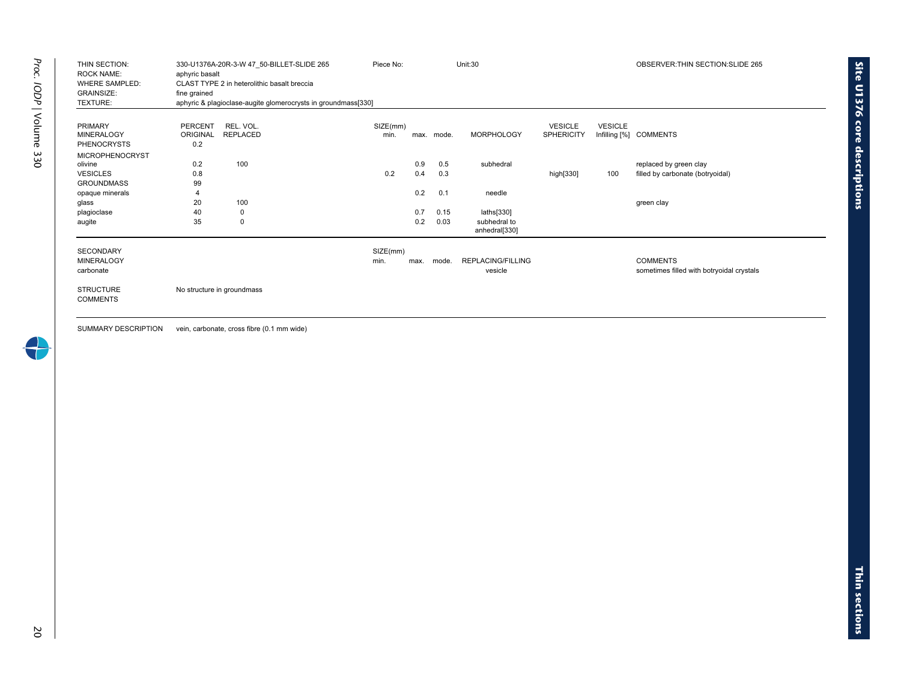| | | | |
|---|---|---|---|
| THIN SECTION: | 330-U1376A-20R-3-W 47_50-BILLET-SLIDE 265 | Piece No: | Unit:30 | OBSERVER:THIN SECTION:SLIDE 265 |
| ROCK NAME: | aphyric basalt | | | |
| WHERE SAMPLED: | CLAST TYPE 2 in heterolithic basalt breccia | | | |
| GRAINSIZE: | fine grained | | | |
| TEXTURE: | aphyric & plagioclase-augite glomerocrysts in groundmass[330] | | | |

| PRIMARY MINERALOGY | PERCENT ORIGINAL | REL. VOL. REPLACED | SIZE(mm) min. | max. | mode. | MORPHOLOGY | VESICLE SPHERICITY | VESICLE Infilling [%] | COMMENTS |
|---|---|---|---|---|---|---|---|---|---|
| PHENOCRYSTS | 0.2 | | | | | | | | |
| MICROPHENOCRYST | | | | | | | | | |
| olivine | 0.2 | 100 | | 0.9 | 0.5 | subhedral | | | replaced by green clay |
| VESICLES | 0.8 | | 0.2 | 0.4 | 0.3 | | high[330] | 100 | filled by carbonate (botryoidal) |
| GROUNDMASS | 99 | | | | | | | | |
| opaque minerals | 4 | | | 0.2 | 0.1 | needle | | | |
| glass | 20 | 100 | | | | | | | green clay |
| plagioclase | 40 | 0 | | 0.7 | 0.15 | laths[330] | | | |
| augite | 35 | 0 | | 0.2 | 0.03 | subhedral to anhedral[330] | | | |

| SECONDARY MINERALOGY | SIZE(mm) min. | max. | mode. | REPLACING/FILLING | COMMENTS |
|---|---|---|---|---|---|
| carbonate | | | | vesicle | sometimes filled with botryoidal crystals |

STRUCTURE COMMENTS: No structure in groundmass

SUMMARY DESCRIPTION: vein, carbonate, cross fibre (0.1 mm wide)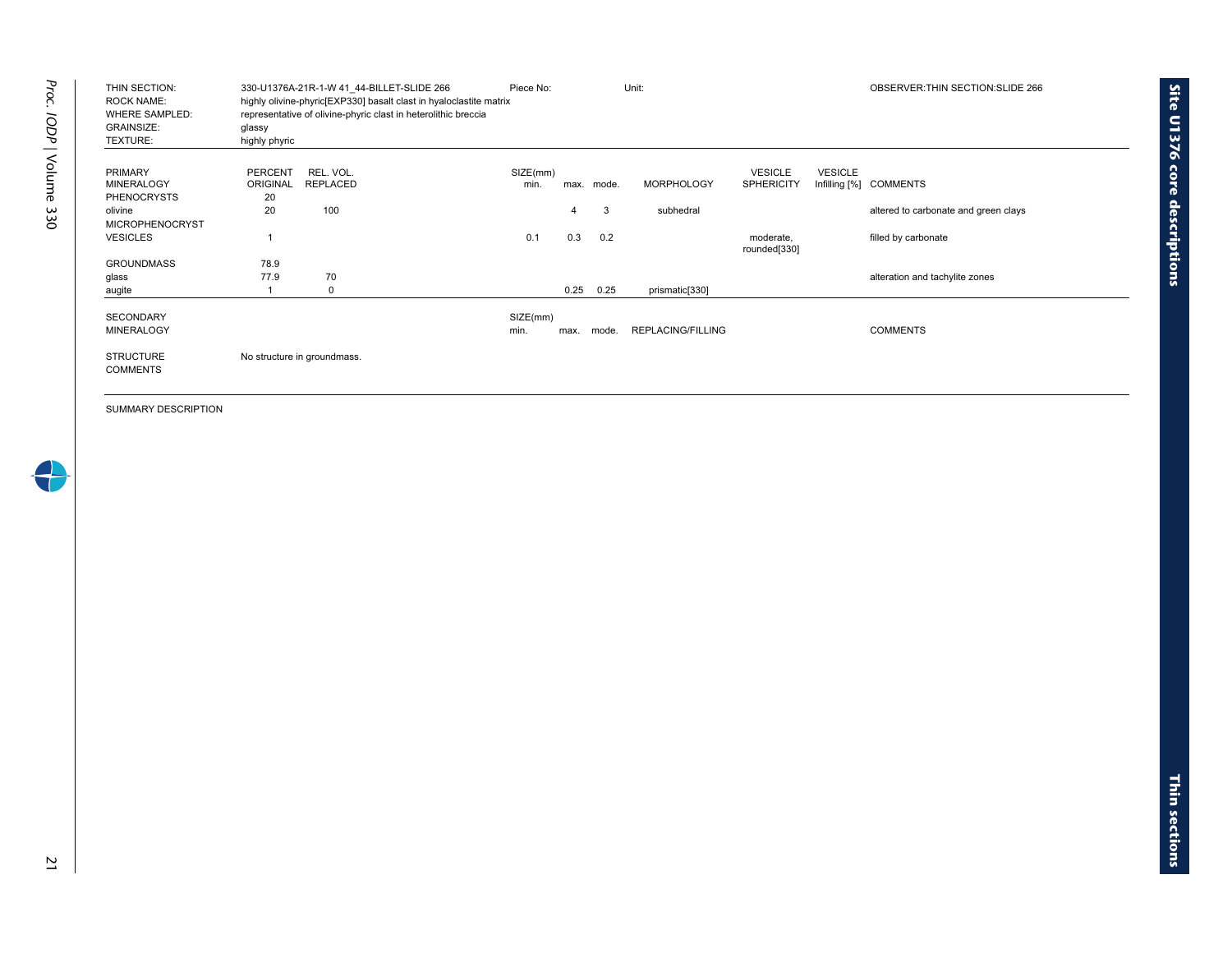| | | | | |
|---|---|---|---|---|
| THIN SECTION: | 330-U1376A-21R-1-W 41_44-BILLET-SLIDE 266 | Piece No: | Unit: | OBSERVER:THIN SECTION:SLIDE 266 |
| ROCK NAME: | highly olivine-phyric[EXP330] basalt clast in hyaloclastite matrix | | | |
| WHERE SAMPLED: | representative of olivine-phyric clast in heterolithic breccia | | | |
| GRAINSIZE: | glassy | | | |
| TEXTURE: | highly phyric | | | |

| PRIMARY MINERALOGY | PERCENT ORIGINAL | REL. VOL. REPLACED | SIZE(mm) min. | max. | mode. | MORPHOLOGY | VESICLE SPHERICITY | VESICLE Infilling [%] | COMMENTS |
|---|---|---|---|---|---|---|---|---|---|
| PHENOCRYSTS | 20 | | | | | | | | |
| olivine | 20 | 100 | | 4 | 3 | subhedral | | | altered to carbonate and green clays |
| MICROPHENOCRYST | | | | | | | | | |
| VESICLES | 1 | | 0.1 | 0.3 | 0.2 | | moderate, rounded[330] | | filled by carbonate |
| GROUNDMASS | 78.9 | | | | | | | | |
| glass | 77.9 | 70 | | | | | | | alteration and tachylite zones |
| augite | 1 | 0 | | 0.25 | 0.25 | prismatic[330] | | | |

| SECONDARY MINERALOGY | SIZE(mm) min. | max. | mode. | REPLACING/FILLING | COMMENTS |
|---|---|---|---|---|---|

STRUCTURE COMMENTS: No structure in groundmass.

SUMMARY DESCRIPTION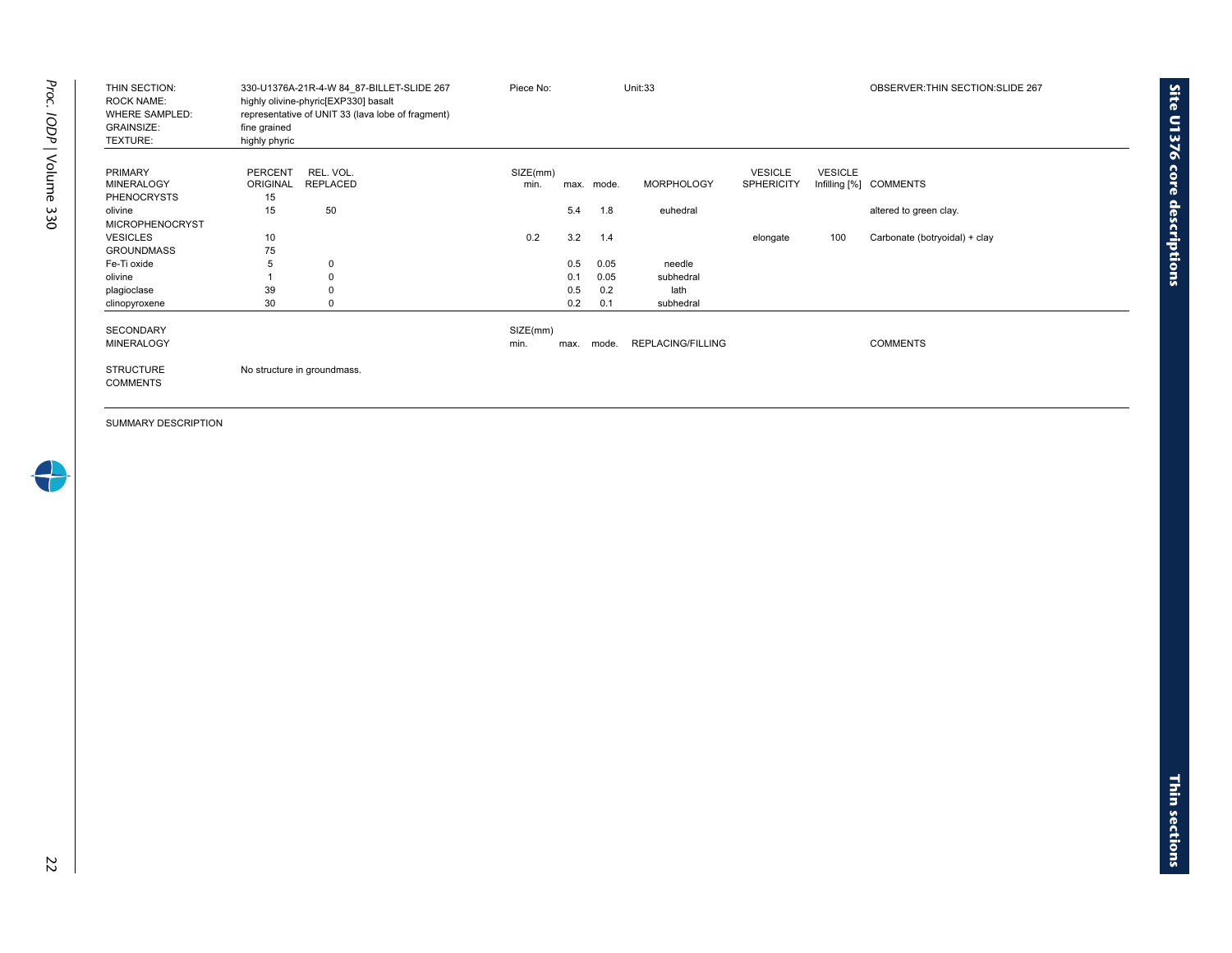| | | | |
|---|---|---|---|
| THIN SECTION: | 330-U1376A-21R-4-W 84_87-BILLET-SLIDE 267 | Piece No: | Unit:33 | OBSERVER:THIN SECTION:SLIDE 267 |
| ROCK NAME: | highly olivine-phyric[EXP330] basalt | | | |
| WHERE SAMPLED: | representative of UNIT 33 (lava lobe of fragment) | | | |
| GRAINSIZE: | fine grained | | | |
| TEXTURE: | highly phyric | | | |

| PRIMARY MINERALOGY | PERCENT ORIGINAL | REL. VOL. REPLACED | SIZE(mm) min. | max. | mode. | MORPHOLOGY | VESICLE SPHERICITY | VESICLE Infilling [%] | COMMENTS |
|---|---|---|---|---|---|---|---|---|---|
| PHENOCRYSTS | 15 | | | | | | | | |
| olivine | 15 | 50 | | 5.4 | 1.8 | euhedral | | | altered to green clay. |
| MICROPHENOCRYST | | | | | | | | | |
| VESICLES | 10 | | 0.2 | 3.2 | 1.4 | | elongate | 100 | Carbonate (botryoidal) + clay |
| GROUNDMASS | 75 | | | | | | | | |
| Fe-Ti oxide | 5 | 0 | | 0.5 | 0.05 | needle | | | |
| olivine | 1 | 0 | | 0.1 | 0.05 | subhedral | | | |
| plagioclase | 39 | 0 | | 0.5 | 0.2 | lath | | | |
| clinopyroxene | 30 | 0 | | 0.2 | 0.1 | subhedral | | | |

| SECONDARY MINERALOGY | SIZE(mm) min. | max. | mode. | REPLACING/FILLING | COMMENTS |
|---|---|---|---|---|---|

STRUCTURE COMMENTS: No structure in groundmass.

SUMMARY DESCRIPTION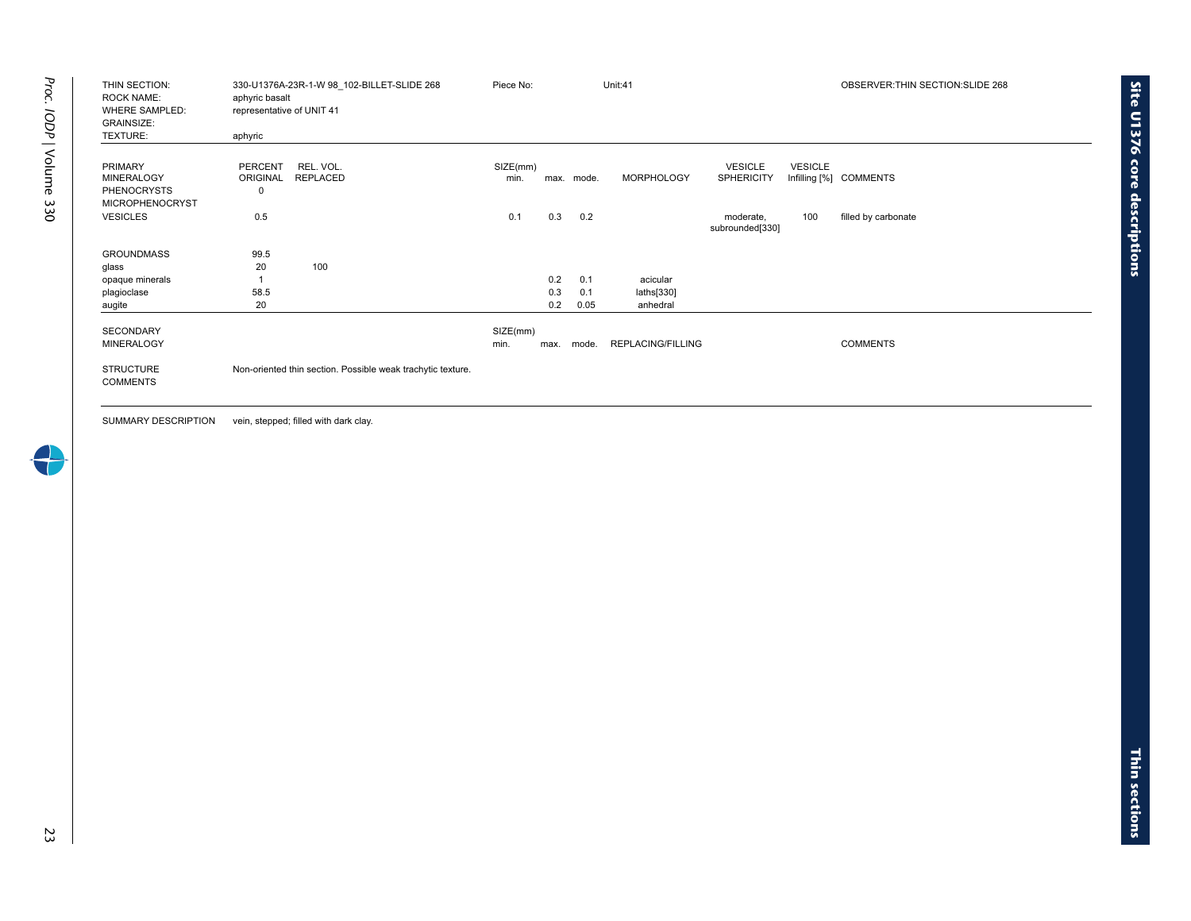| | | | | |
|---|---|---|---|---|
| THIN SECTION: | 330-U1376A-23R-1-W 98_102-BILLET-SLIDE 268 | Piece No: | Unit:41 | OBSERVER:THIN SECTION:SLIDE 268 |
| ROCK NAME: | aphyric basalt | | | |
| WHERE SAMPLED: | representative of UNIT 41 | | | |
| GRAINSIZE: | | | | |
| TEXTURE: | aphyric | | | |

| PRIMARY MINERALOGY | PERCENT ORIGINAL | REL. VOL. REPLACED | SIZE(mm) min. | max. | mode. | MORPHOLOGY | VESICLE SPHERICITY | VESICLE Infilling [%] | COMMENTS |
|---|---|---|---|---|---|---|---|---|---|
| PHENOCRYSTS | 0 | | | | | | | | |
| MICROPHENOCRYST | | | | | | | | | |
| VESICLES | 0.5 | | 0.1 | 0.3 | 0.2 | | moderate, subrounded[330] | 100 | filled by carbonate |
| GROUNDMASS | 99.5 | | | | | | | | |
| glass | 20 | 100 | | | | | | | |
| opaque minerals | 1 | | | 0.2 | 0.1 | acicular | | | |
| plagioclase | 58.5 | | | 0.3 | 0.1 | laths[330] | | | |
| augite | 20 | | | 0.2 | 0.05 | anhedral | | | |

| SECONDARY MINERALOGY | SIZE(mm) min. | max. | mode. | REPLACING/FILLING | COMMENTS |
|---|---|---|---|---|---|

STRUCTURE COMMENTS: Non-oriented thin section. Possible weak trachytic texture.

SUMMARY DESCRIPTION: vein, stepped; filled with dark clay.